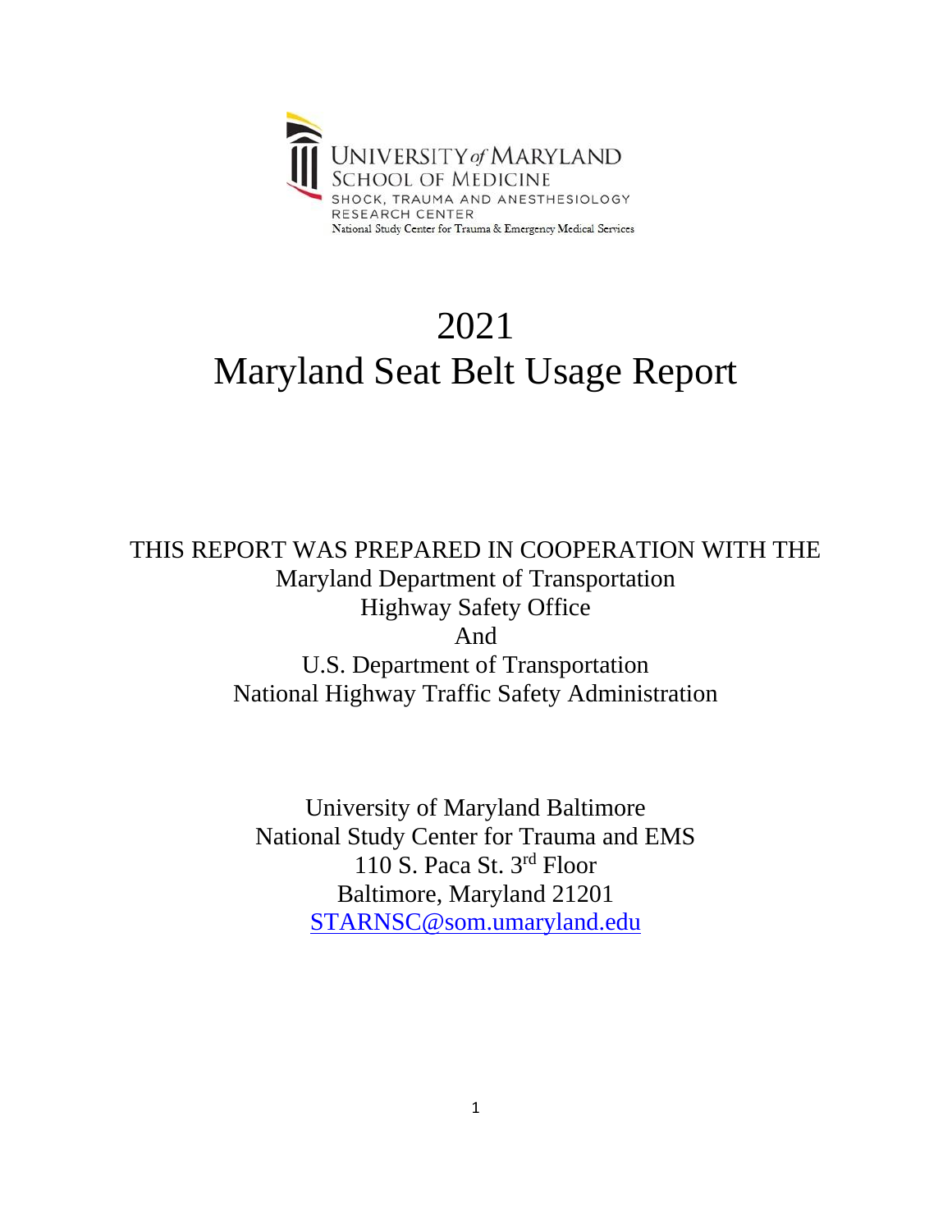UNIVERSITY of MARYLAND
SCHOOL OF MEDICINE
SHOCK, TRAUMA AND ANESTHESIOLOGY
RESEARCH CENTER
National Study Center for Trauma & Emergency Medical Services

# 2021
# Maryland Seat Belt Usage Report

THIS REPORT WAS PREPARED IN COOPERATION WITH THE
Maryland Department of Transportation
Highway Safety Office
And
U.S. Department of Transportation
National Highway Traffic Safety Administration

University of Maryland Baltimore
National Study Center for Trauma and EMS
110 S. Paca St. 3rd Floor
Baltimore, Maryland 21201
[STARNSC@som.umaryland.edu](mailto:STARNSC@som.umaryland.edu)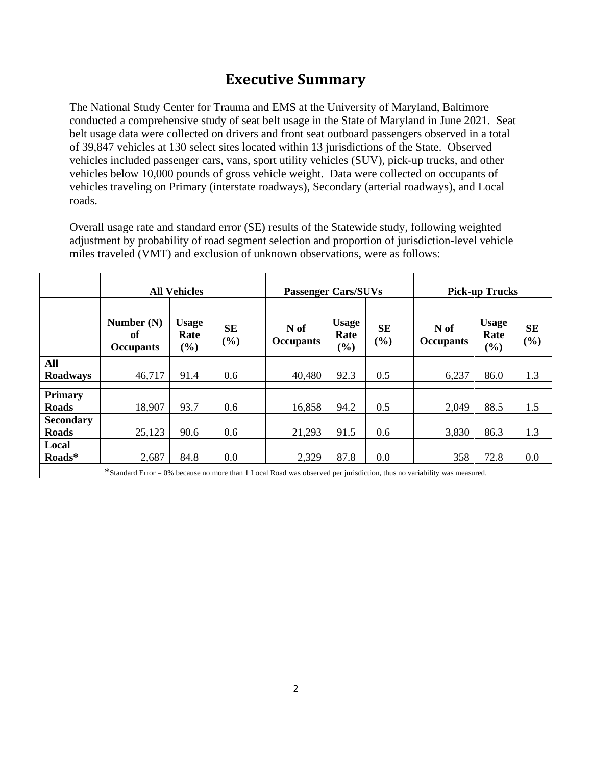# Executive Summary

The National Study Center for Trauma and EMS at the University of Maryland, Baltimore conducted a comprehensive study of seat belt usage in the State of Maryland in June 2021. Seat belt usage data were collected on drivers and front seat outboard passengers observed in a total of 39,847 vehicles at 130 select sites located within 13 jurisdictions of the State. Observed vehicles included passenger cars, vans, sport utility vehicles (SUV), pick-up trucks, and other vehicles below 10,000 pounds of gross vehicle weight. Data were collected on occupants of vehicles traveling on Primary (interstate roadways), Secondary (arterial roadways), and Local roads.

Overall usage rate and standard error (SE) results of the Statewide study, following weighted adjustment by probability of road segment selection and proportion of jurisdiction-level vehicle miles traveled (VMT) and exclusion of unknown observations, were as follows:

| | All Vehicles | | | Passenger Cars/SUVs | | | Pick-up Trucks | | |
|---|---|---|---|---|---|---|---|---|---|
| | **Number (N) of Occupants** | **Usage Rate (%)** | **SE (%)** | **N of Occupants** | **Usage Rate (%)** | **SE (%)** | **N of Occupants** | **Usage Rate (%)** | **SE (%)** |
| **All Roadways** | 46,717 | 91.4 | 0.6 | 40,480 | 92.3 | 0.5 | 6,237 | 86.0 | 1.3 |
| **Primary Roads** | 18,907 | 93.7 | 0.6 | 16,858 | 94.2 | 0.5 | 2,049 | 88.5 | 1.5 |
| **Secondary Roads** | 25,123 | 90.6 | 0.6 | 21,293 | 91.5 | 0.6 | 3,830 | 86.3 | 1.3 |
| **Local Roads*** | 2,687 | 84.8 | 0.0 | 2,329 | 87.8 | 0.0 | 358 | 72.8 | 0.0 |

*Standard Error = 0% because no more than 1 Local Road was observed per jurisdiction, thus no variability was measured.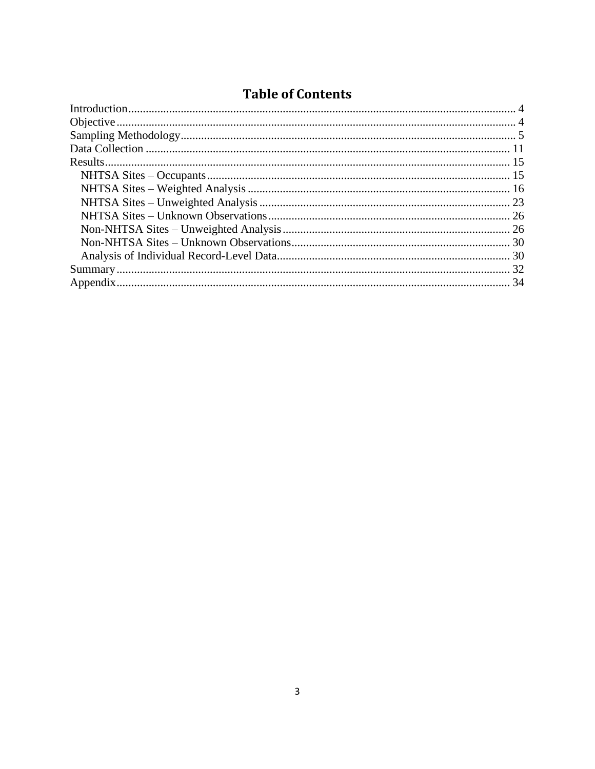# Table of Contents

- Introduction .......... 4
- Objective .......... 4
- Sampling Methodology .......... 5
- Data Collection .......... 11
- Results .......... 15
  - NHTSA Sites – Occupants .......... 15
  - NHTSA Sites – Weighted Analysis .......... 16
  - NHTSA Sites – Unweighted Analysis .......... 23
  - NHTSA Sites – Unknown Observations .......... 26
  - Non-NHTSA Sites – Unweighted Analysis .......... 26
  - Non-NHTSA Sites – Unknown Observations .......... 30
  - Analysis of Individual Record-Level Data .......... 30
- Summary .......... 32
- Appendix .......... 34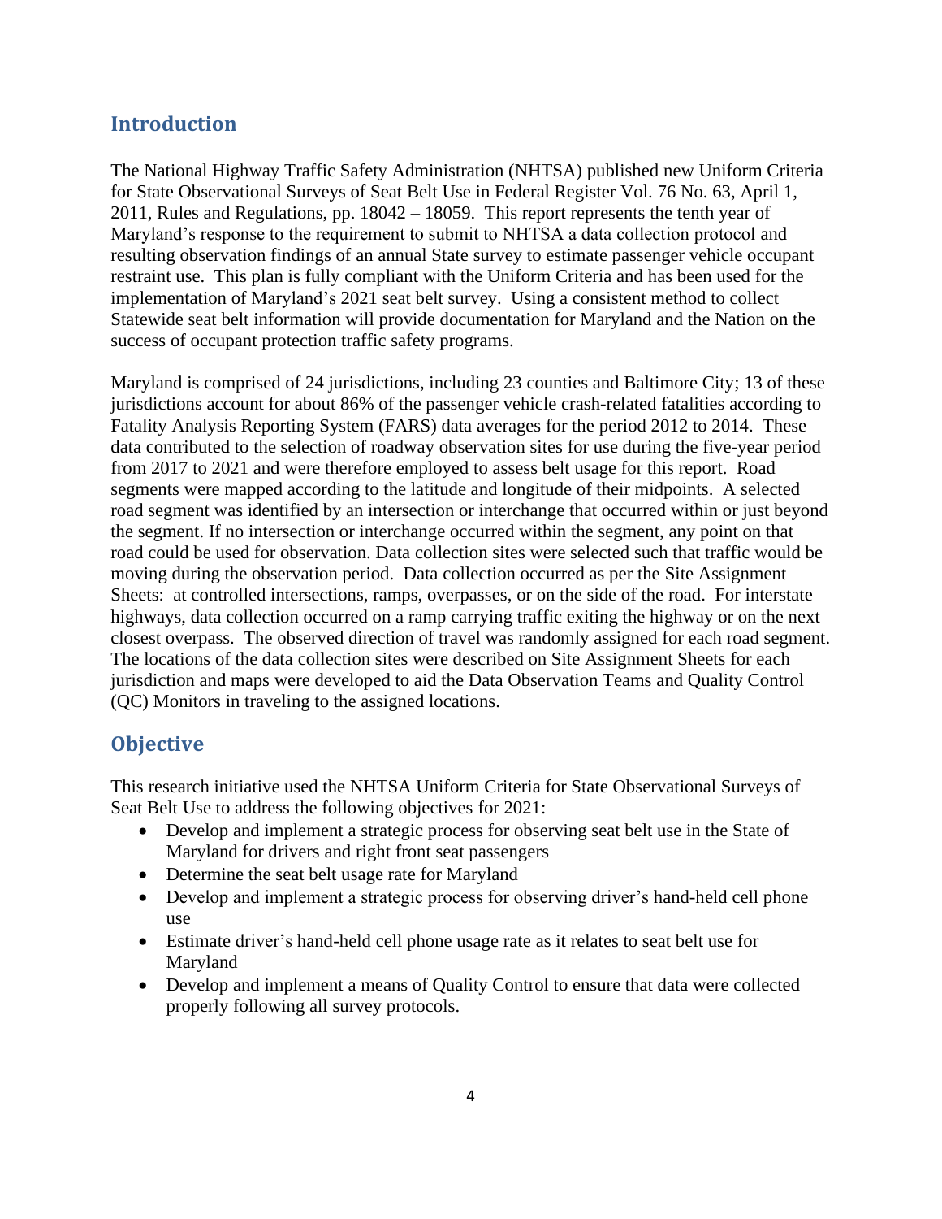## Introduction

The National Highway Traffic Safety Administration (NHTSA) published new Uniform Criteria for State Observational Surveys of Seat Belt Use in Federal Register Vol. 76 No. 63, April 1, 2011, Rules and Regulations, pp. 18042 – 18059. This report represents the tenth year of Maryland's response to the requirement to submit to NHTSA a data collection protocol and resulting observation findings of an annual State survey to estimate passenger vehicle occupant restraint use. This plan is fully compliant with the Uniform Criteria and has been used for the implementation of Maryland's 2021 seat belt survey. Using a consistent method to collect Statewide seat belt information will provide documentation for Maryland and the Nation on the success of occupant protection traffic safety programs.

Maryland is comprised of 24 jurisdictions, including 23 counties and Baltimore City; 13 of these jurisdictions account for about 86% of the passenger vehicle crash-related fatalities according to Fatality Analysis Reporting System (FARS) data averages for the period 2012 to 2014. These data contributed to the selection of roadway observation sites for use during the five-year period from 2017 to 2021 and were therefore employed to assess belt usage for this report. Road segments were mapped according to the latitude and longitude of their midpoints. A selected road segment was identified by an intersection or interchange that occurred within or just beyond the segment. If no intersection or interchange occurred within the segment, any point on that road could be used for observation. Data collection sites were selected such that traffic would be moving during the observation period. Data collection occurred as per the Site Assignment Sheets: at controlled intersections, ramps, overpasses, or on the side of the road. For interstate highways, data collection occurred on a ramp carrying traffic exiting the highway or on the next closest overpass. The observed direction of travel was randomly assigned for each road segment. The locations of the data collection sites were described on Site Assignment Sheets for each jurisdiction and maps were developed to aid the Data Observation Teams and Quality Control (QC) Monitors in traveling to the assigned locations.

## Objective

This research initiative used the NHTSA Uniform Criteria for State Observational Surveys of Seat Belt Use to address the following objectives for 2021:

- Develop and implement a strategic process for observing seat belt use in the State of Maryland for drivers and right front seat passengers
- Determine the seat belt usage rate for Maryland
- Develop and implement a strategic process for observing driver's hand-held cell phone use
- Estimate driver's hand-held cell phone usage rate as it relates to seat belt use for Maryland
- Develop and implement a means of Quality Control to ensure that data were collected properly following all survey protocols.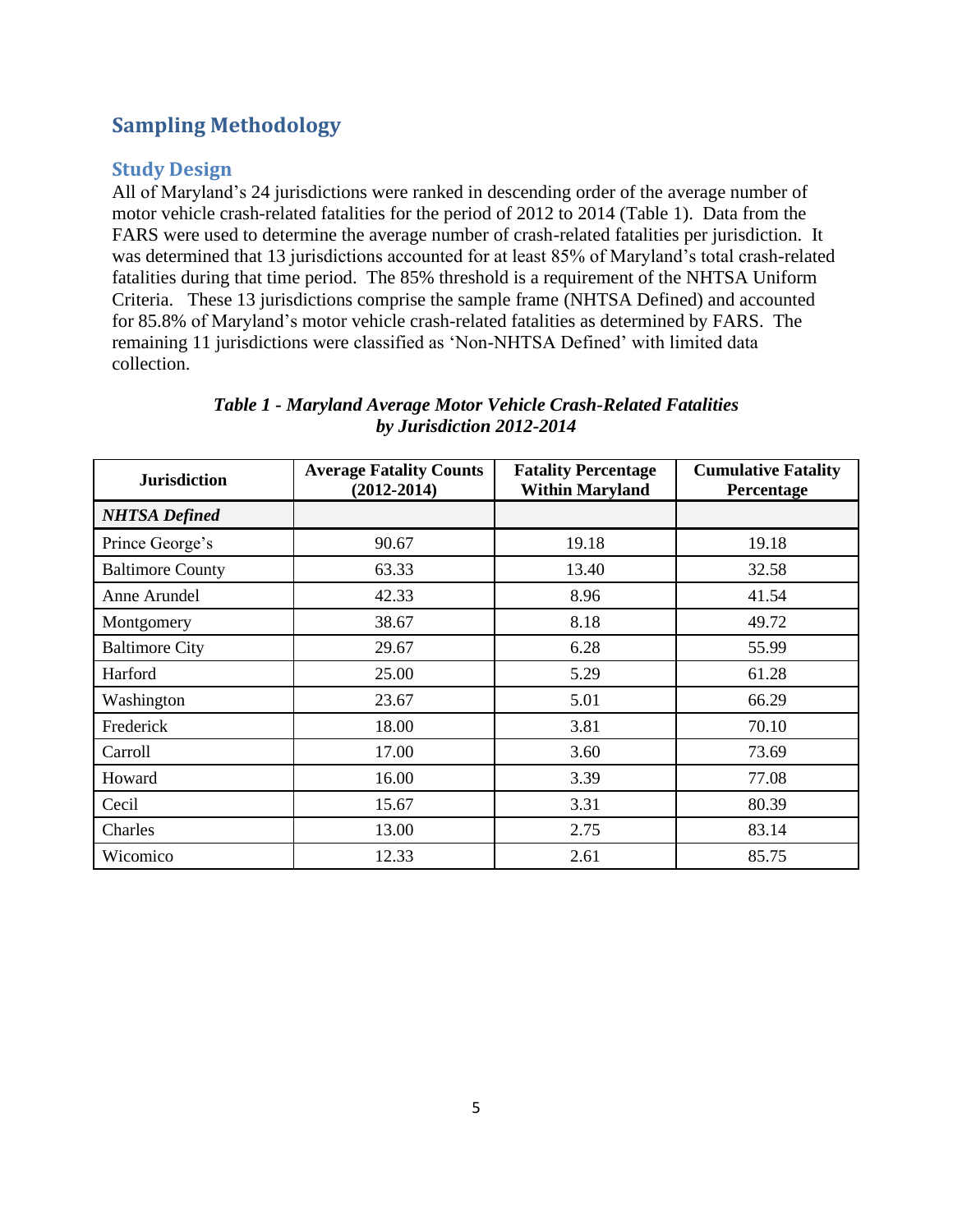## Sampling Methodology

### Study Design

All of Maryland's 24 jurisdictions were ranked in descending order of the average number of motor vehicle crash-related fatalities for the period of 2012 to 2014 (Table 1). Data from the FARS were used to determine the average number of crash-related fatalities per jurisdiction. It was determined that 13 jurisdictions accounted for at least 85% of Maryland's total crash-related fatalities during that time period. The 85% threshold is a requirement of the NHTSA Uniform Criteria. These 13 jurisdictions comprise the sample frame (NHTSA Defined) and accounted for 85.8% of Maryland's motor vehicle crash-related fatalities as determined by FARS. The remaining 11 jurisdictions were classified as 'Non-NHTSA Defined' with limited data collection.

***Table 1 - Maryland Average Motor Vehicle Crash-Related Fatalities by Jurisdiction 2012-2014***

| Jurisdiction | Average Fatality Counts (2012-2014) | Fatality Percentage Within Maryland | Cumulative Fatality Percentage |
|---|---|---|---|
| ***NHTSA Defined*** | | | |
| Prince George's | 90.67 | 19.18 | 19.18 |
| Baltimore County | 63.33 | 13.40 | 32.58 |
| Anne Arundel | 42.33 | 8.96 | 41.54 |
| Montgomery | 38.67 | 8.18 | 49.72 |
| Baltimore City | 29.67 | 6.28 | 55.99 |
| Harford | 25.00 | 5.29 | 61.28 |
| Washington | 23.67 | 5.01 | 66.29 |
| Frederick | 18.00 | 3.81 | 70.10 |
| Carroll | 17.00 | 3.60 | 73.69 |
| Howard | 16.00 | 3.39 | 77.08 |
| Cecil | 15.67 | 3.31 | 80.39 |
| Charles | 13.00 | 2.75 | 83.14 |
| Wicomico | 12.33 | 2.61 | 85.75 |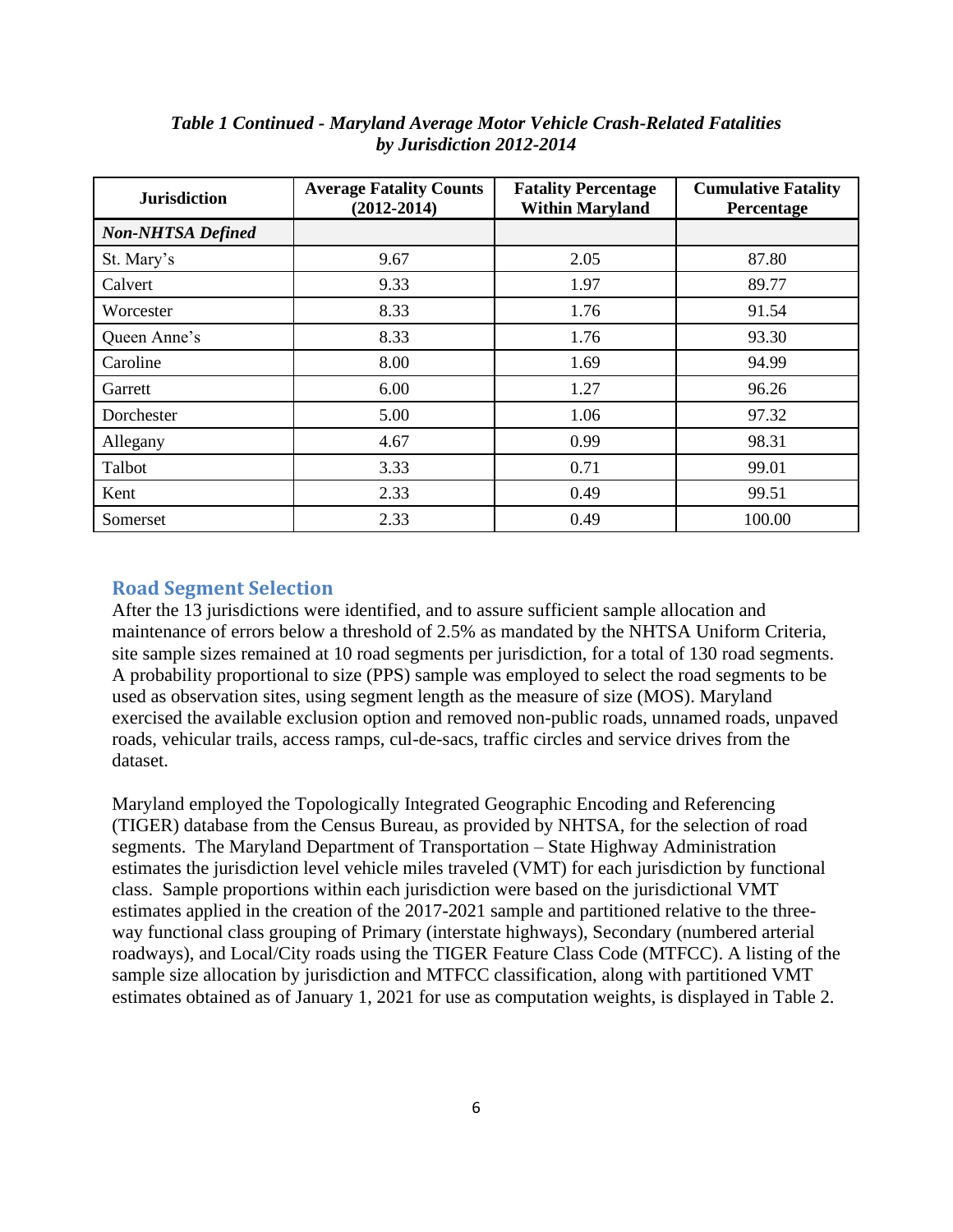*Table 1 Continued - Maryland Average Motor Vehicle Crash-Related Fatalities by Jurisdiction 2012-2014*

| Jurisdiction | Average Fatality Counts (2012-2014) | Fatality Percentage Within Maryland | Cumulative Fatality Percentage |
|---|---|---|---|
| ***Non-NHTSA Defined*** | | | |
| St. Mary's | 9.67 | 2.05 | 87.80 |
| Calvert | 9.33 | 1.97 | 89.77 |
| Worcester | 8.33 | 1.76 | 91.54 |
| Queen Anne's | 8.33 | 1.76 | 93.30 |
| Caroline | 8.00 | 1.69 | 94.99 |
| Garrett | 6.00 | 1.27 | 96.26 |
| Dorchester | 5.00 | 1.06 | 97.32 |
| Allegany | 4.67 | 0.99 | 98.31 |
| Talbot | 3.33 | 0.71 | 99.01 |
| Kent | 2.33 | 0.49 | 99.51 |
| Somerset | 2.33 | 0.49 | 100.00 |

## Road Segment Selection

After the 13 jurisdictions were identified, and to assure sufficient sample allocation and maintenance of errors below a threshold of 2.5% as mandated by the NHTSA Uniform Criteria, site sample sizes remained at 10 road segments per jurisdiction, for a total of 130 road segments. A probability proportional to size (PPS) sample was employed to select the road segments to be used as observation sites, using segment length as the measure of size (MOS). Maryland exercised the available exclusion option and removed non-public roads, unnamed roads, unpaved roads, vehicular trails, access ramps, cul-de-sacs, traffic circles and service drives from the dataset.

Maryland employed the Topologically Integrated Geographic Encoding and Referencing (TIGER) database from the Census Bureau, as provided by NHTSA, for the selection of road segments. The Maryland Department of Transportation – State Highway Administration estimates the jurisdiction level vehicle miles traveled (VMT) for each jurisdiction by functional class. Sample proportions within each jurisdiction were based on the jurisdictional VMT estimates applied in the creation of the 2017-2021 sample and partitioned relative to the three-way functional class grouping of Primary (interstate highways), Secondary (numbered arterial roadways), and Local/City roads using the TIGER Feature Class Code (MTFCC). A listing of the sample size allocation by jurisdiction and MTFCC classification, along with partitioned VMT estimates obtained as of January 1, 2021 for use as computation weights, is displayed in Table 2.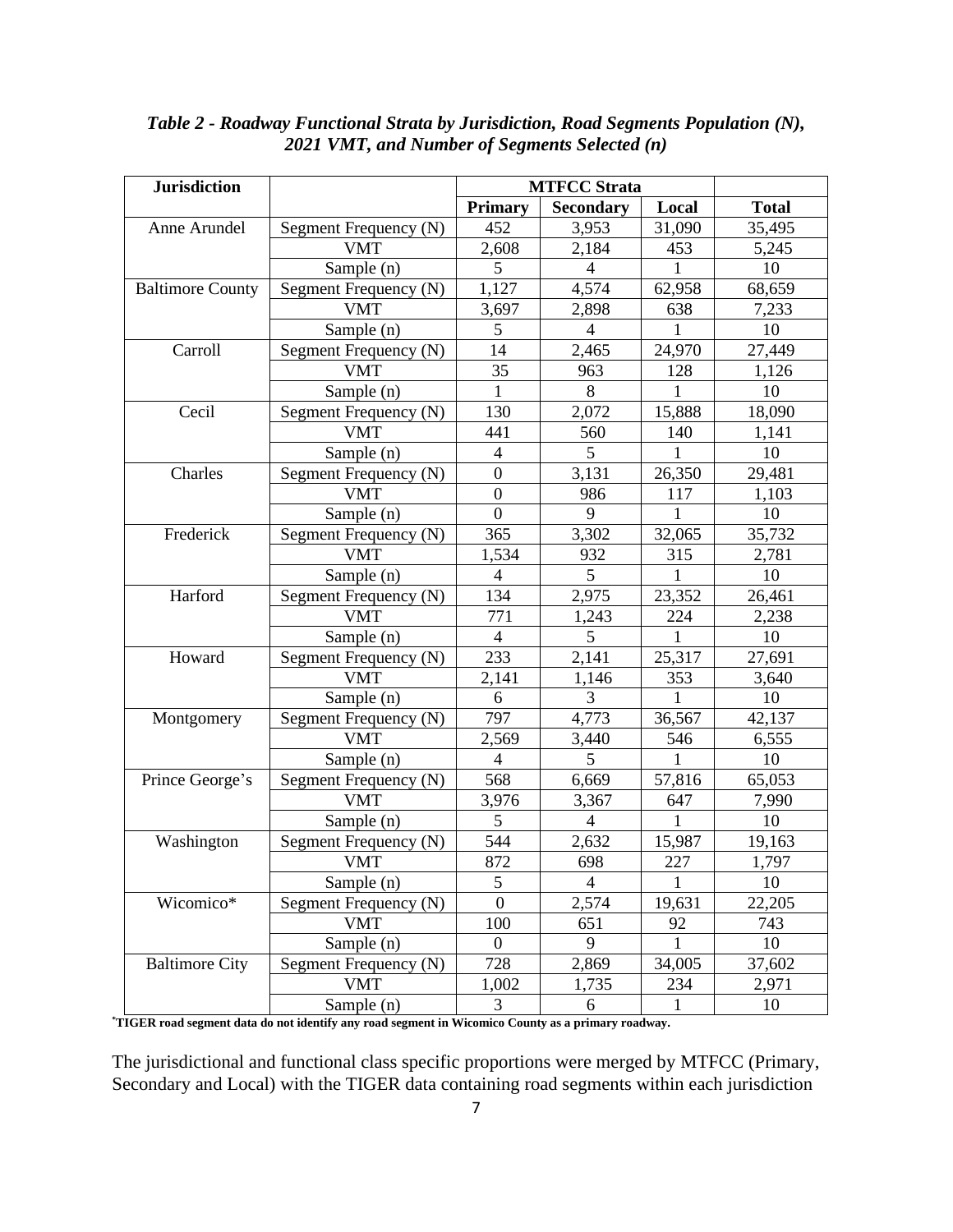***Table 2 - Roadway Functional Strata by Jurisdiction, Road Segments Population (N), 2021 VMT, and Number of Segments Selected (n)***

| Jurisdiction | | MTFCC Strata | | | |
|---|---|---|---|---|---|
| | | **Primary** | **Secondary** | **Local** | **Total** |
| Anne Arundel | Segment Frequency (N) | 452 | 3,953 | 31,090 | 35,495 |
| | VMT | 2,608 | 2,184 | 453 | 5,245 |
| | Sample (n) | 5 | 4 | 1 | 10 |
| Baltimore County | Segment Frequency (N) | 1,127 | 4,574 | 62,958 | 68,659 |
| | VMT | 3,697 | 2,898 | 638 | 7,233 |
| | Sample (n) | 5 | 4 | 1 | 10 |
| Carroll | Segment Frequency (N) | 14 | 2,465 | 24,970 | 27,449 |
| | VMT | 35 | 963 | 128 | 1,126 |
| | Sample (n) | 1 | 8 | 1 | 10 |
| Cecil | Segment Frequency (N) | 130 | 2,072 | 15,888 | 18,090 |
| | VMT | 441 | 560 | 140 | 1,141 |
| | Sample (n) | 4 | 5 | 1 | 10 |
| Charles | Segment Frequency (N) | 0 | 3,131 | 26,350 | 29,481 |
| | VMT | 0 | 986 | 117 | 1,103 |
| | Sample (n) | 0 | 9 | 1 | 10 |
| Frederick | Segment Frequency (N) | 365 | 3,302 | 32,065 | 35,732 |
| | VMT | 1,534 | 932 | 315 | 2,781 |
| | Sample (n) | 4 | 5 | 1 | 10 |
| Harford | Segment Frequency (N) | 134 | 2,975 | 23,352 | 26,461 |
| | VMT | 771 | 1,243 | 224 | 2,238 |
| | Sample (n) | 4 | 5 | 1 | 10 |
| Howard | Segment Frequency (N) | 233 | 2,141 | 25,317 | 27,691 |
| | VMT | 2,141 | 1,146 | 353 | 3,640 |
| | Sample (n) | 6 | 3 | 1 | 10 |
| Montgomery | Segment Frequency (N) | 797 | 4,773 | 36,567 | 42,137 |
| | VMT | 2,569 | 3,440 | 546 | 6,555 |
| | Sample (n) | 4 | 5 | 1 | 10 |
| Prince George's | Segment Frequency (N) | 568 | 6,669 | 57,816 | 65,053 |
| | VMT | 3,976 | 3,367 | 647 | 7,990 |
| | Sample (n) | 5 | 4 | 1 | 10 |
| Washington | Segment Frequency (N) | 544 | 2,632 | 15,987 | 19,163 |
| | VMT | 872 | 698 | 227 | 1,797 |
| | Sample (n) | 5 | 4 | 1 | 10 |
| Wicomico* | Segment Frequency (N) | 0 | 2,574 | 19,631 | 22,205 |
| | VMT | 100 | 651 | 92 | 743 |
| | Sample (n) | 0 | 9 | 1 | 10 |
| Baltimore City | Segment Frequency (N) | 728 | 2,869 | 34,005 | 37,602 |
| | VMT | 1,002 | 1,735 | 234 | 2,971 |
| | Sample (n) | 3 | 6 | 1 | 10 |

**\*TIGER road segment data do not identify any road segment in Wicomico County as a primary roadway.**

The jurisdictional and functional class specific proportions were merged by MTFCC (Primary, Secondary and Local) with the TIGER data containing road segments within each jurisdiction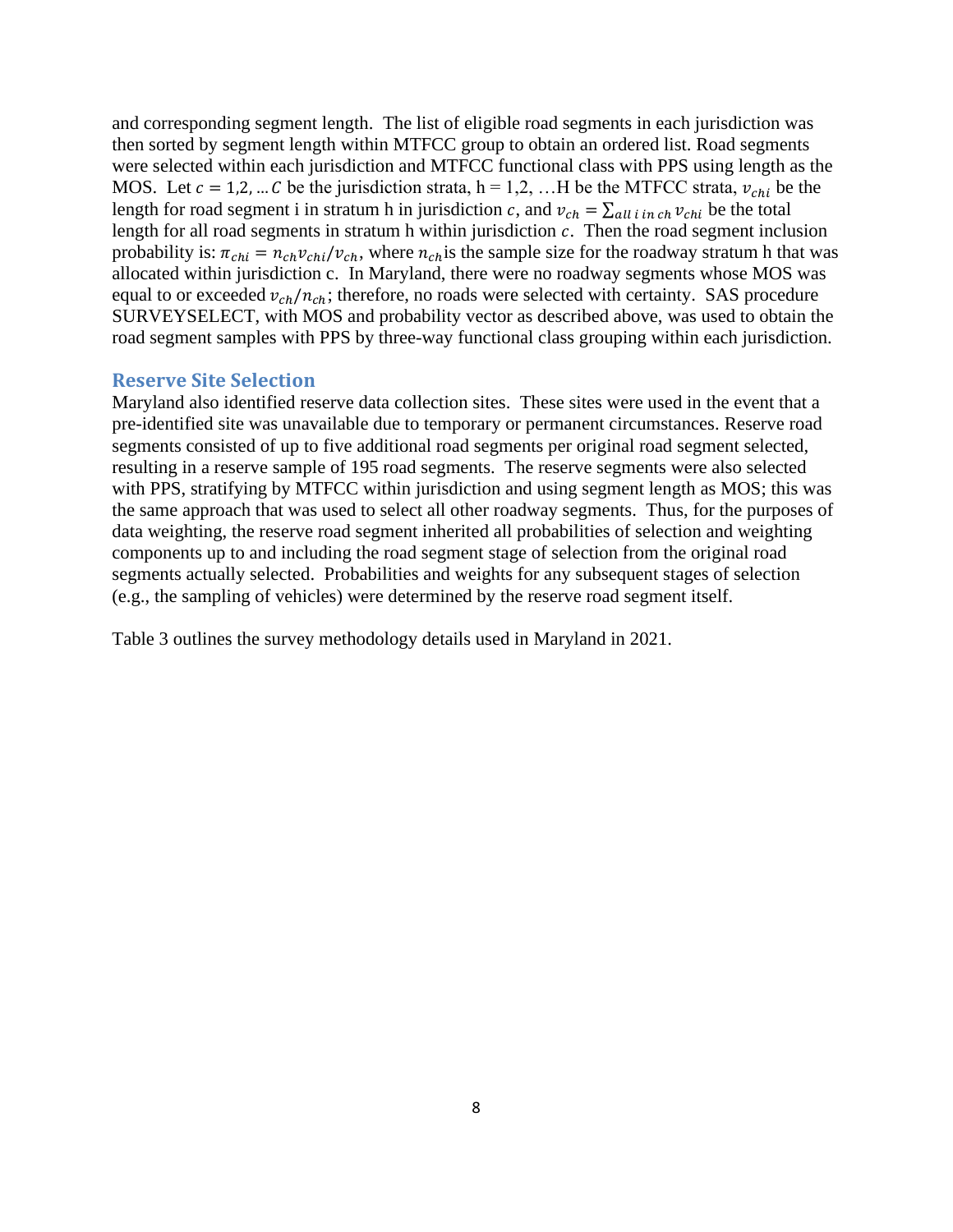and corresponding segment length. The list of eligible road segments in each jurisdiction was then sorted by segment length within MTFCC group to obtain an ordered list. Road segments were selected within each jurisdiction and MTFCC functional class with PPS using length as the MOS. Let $c = 1,2, \ldots C$ be the jurisdiction strata, h = 1,2, …H be the MTFCC strata, $v_{chi}$ be the length for road segment i in stratum h in jurisdiction $c$, and $v_{ch} = \sum_{all\ i\ in\ ch} v_{chi}$ be the total length for all road segments in stratum h within jurisdiction $c$. Then the road segment inclusion probability is: $\pi_{chi} = n_{ch} v_{chi} / v_{ch}$, where $n_{ch}$ is the sample size for the roadway stratum h that was allocated within jurisdiction c. In Maryland, there were no roadway segments whose MOS was equal to or exceeded $v_{ch}/n_{ch}$; therefore, no roads were selected with certainty. SAS procedure SURVEYSELECT, with MOS and probability vector as described above, was used to obtain the road segment samples with PPS by three-way functional class grouping within each jurisdiction.

## Reserve Site Selection

Maryland also identified reserve data collection sites. These sites were used in the event that a pre-identified site was unavailable due to temporary or permanent circumstances. Reserve road segments consisted of up to five additional road segments per original road segment selected, resulting in a reserve sample of 195 road segments. The reserve segments were also selected with PPS, stratifying by MTFCC within jurisdiction and using segment length as MOS; this was the same approach that was used to select all other roadway segments. Thus, for the purposes of data weighting, the reserve road segment inherited all probabilities of selection and weighting components up to and including the road segment stage of selection from the original road segments actually selected. Probabilities and weights for any subsequent stages of selection (e.g., the sampling of vehicles) were determined by the reserve road segment itself.

Table 3 outlines the survey methodology details used in Maryland in 2021.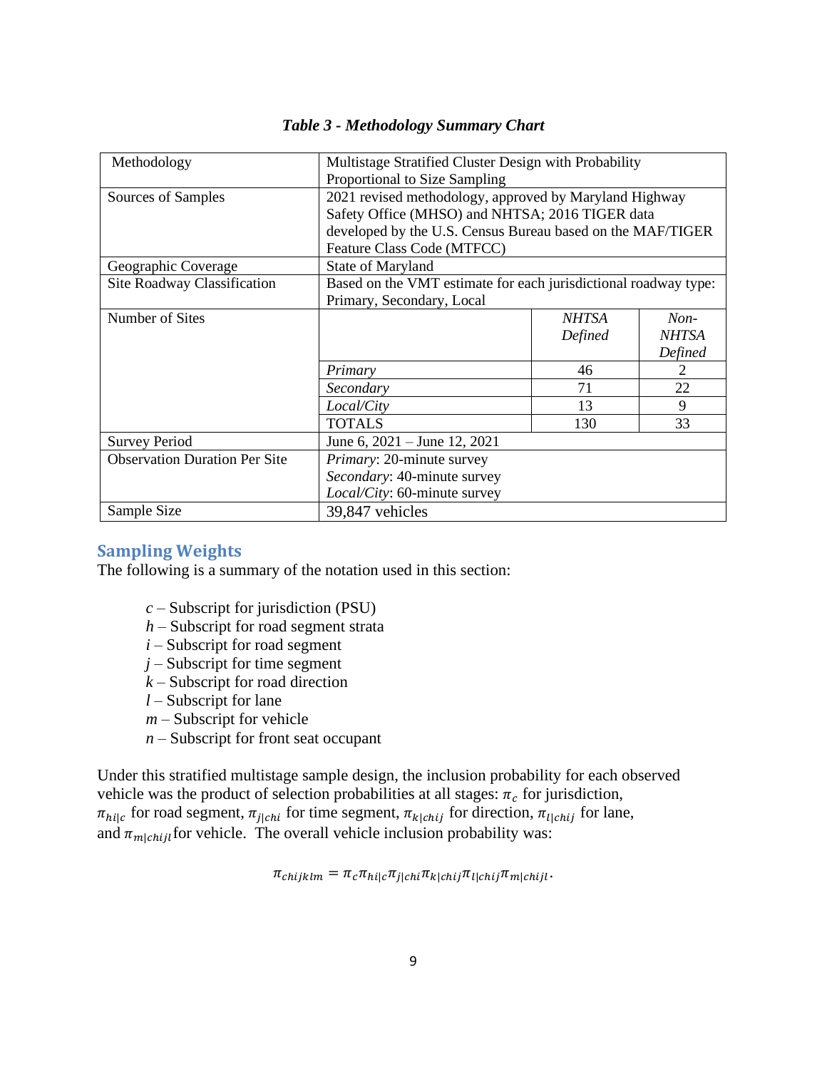*Table 3 - Methodology Summary Chart*

| Methodology | Multistage Stratified Cluster Design with Probability Proportional to Size Sampling | | |
|---|---|---|---|
| Sources of Samples | 2021 revised methodology, approved by Maryland Highway Safety Office (MHSO) and NHTSA; 2016 TIGER data developed by the U.S. Census Bureau based on the MAF/TIGER Feature Class Code (MTFCC) | | |
| Geographic Coverage | State of Maryland | | |
| Site Roadway Classification | Based on the VMT estimate for each jurisdictional roadway type: Primary, Secondary, Local | | |
| Number of Sites | | *NHTSA Defined* | *Non-NHTSA Defined* |
| | *Primary* | 46 | 2 |
| | *Secondary* | 71 | 22 |
| | *Local/City* | 13 | 9 |
| | TOTALS | 130 | 33 |
| Survey Period | June 6, 2021 – June 12, 2021 | | |
| Observation Duration Per Site | *Primary*: 20-minute survey<br>*Secondary*: 40-minute survey<br>*Local/City*: 60-minute survey | | |
| Sample Size | 39,847 vehicles | | |

## Sampling Weights

The following is a summary of the notation used in this section:

- *c* – Subscript for jurisdiction (PSU)
- *h* – Subscript for road segment strata
- *i* – Subscript for road segment
- *j* – Subscript for time segment
- *k* – Subscript for road direction
- *l* – Subscript for lane
- *m* – Subscript for vehicle
- *n* – Subscript for front seat occupant

Under this stratified multistage sample design, the inclusion probability for each observed vehicle was the product of selection probabilities at all stages: $\pi_c$ for jurisdiction, $\pi_{hi|c}$ for road segment, $\pi_{j|chi}$ for time segment, $\pi_{k|chij}$ for direction, $\pi_{l|chij}$ for lane, and $\pi_{m|chijl}$ for vehicle. The overall vehicle inclusion probability was:

$$\pi_{chijklm} = \pi_c \pi_{hi|c} \pi_{j|chi} \pi_{k|chij} \pi_{l|chij} \pi_{m|chijl}.$$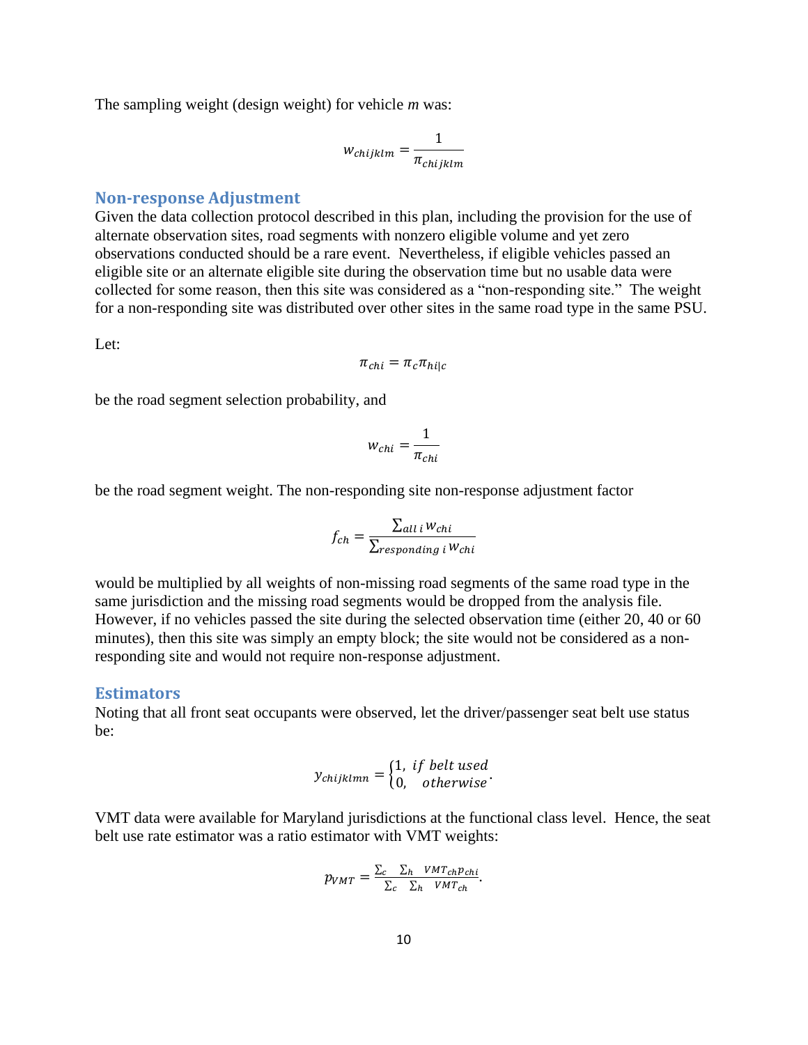The sampling weight (design weight) for vehicle *m* was:

$$w_{chijklm} = \frac{1}{\pi_{chijklm}}$$

## Non-response Adjustment

Given the data collection protocol described in this plan, including the provision for the use of alternate observation sites, road segments with nonzero eligible volume and yet zero observations conducted should be a rare event. Nevertheless, if eligible vehicles passed an eligible site or an alternate eligible site during the observation time but no usable data were collected for some reason, then this site was considered as a "non-responding site." The weight for a non-responding site was distributed over other sites in the same road type in the same PSU.

Let:

$$\pi_{chi} = \pi_c \pi_{hi|c}$$

be the road segment selection probability, and

$$w_{chi} = \frac{1}{\pi_{chi}}$$

be the road segment weight. The non-responding site non-response adjustment factor

$$f_{ch} = \frac{\sum_{all\ i} w_{chi}}{\sum_{responding\ i} w_{chi}}$$

would be multiplied by all weights of non-missing road segments of the same road type in the same jurisdiction and the missing road segments would be dropped from the analysis file. However, if no vehicles passed the site during the selected observation time (either 20, 40 or 60 minutes), then this site was simply an empty block; the site would not be considered as a non-responding site and would not require non-response adjustment.

## Estimators

Noting that all front seat occupants were observed, let the driver/passenger seat belt use status be:

$$y_{chijklmn} = \begin{cases} 1, & if\ belt\ used \\ 0, & otherwise \end{cases}.$$

VMT data were available for Maryland jurisdictions at the functional class level. Hence, the seat belt use rate estimator was a ratio estimator with VMT weights:

$$p_{VMT} = \frac{\sum_c \sum_h VMT_{ch} p_{chi}}{\sum_c \sum_h VMT_{ch}}.$$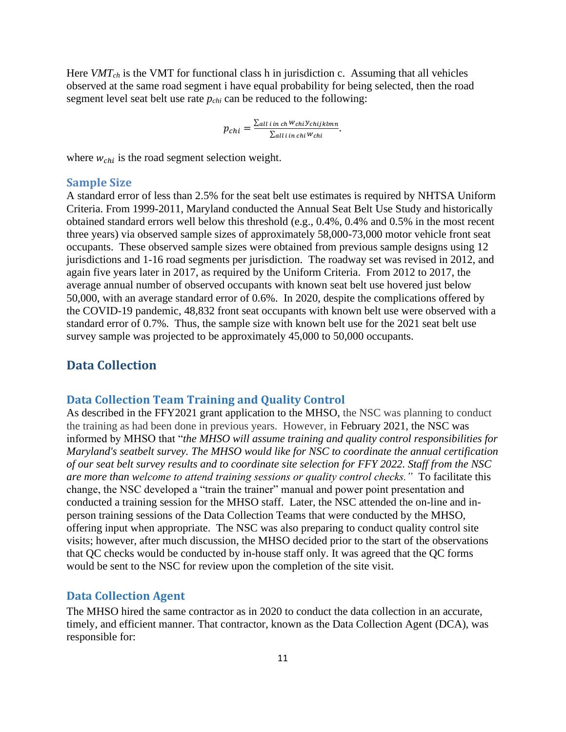Here $VMT_{ch}$ is the VMT for functional class h in jurisdiction c. Assuming that all vehicles observed at the same road segment i have equal probability for being selected, then the road segment level seat belt use rate $p_{chi}$ can be reduced to the following:

$$p_{chi} = \frac{\sum_{all\ i\ in\ ch} w_{chi} y_{chijklmn}}{\sum_{all\ i\ in\ chi} w_{chi}}.$$

where $w_{chi}$ is the road segment selection weight.

### Sample Size

A standard error of less than 2.5% for the seat belt use estimates is required by NHTSA Uniform Criteria. From 1999-2011, Maryland conducted the Annual Seat Belt Use Study and historically obtained standard errors well below this threshold (e.g., 0.4%, 0.4% and 0.5% in the most recent three years) via observed sample sizes of approximately 58,000-73,000 motor vehicle front seat occupants. These observed sample sizes were obtained from previous sample designs using 12 jurisdictions and 1-16 road segments per jurisdiction. The roadway set was revised in 2012, and again five years later in 2017, as required by the Uniform Criteria. From 2012 to 2017, the average annual number of observed occupants with known seat belt use hovered just below 50,000, with an average standard error of 0.6%. In 2020, despite the complications offered by the COVID-19 pandemic, 48,832 front seat occupants with known belt use were observed with a standard error of 0.7%. Thus, the sample size with known belt use for the 2021 seat belt use survey sample was projected to be approximately 45,000 to 50,000 occupants.

## Data Collection

### Data Collection Team Training and Quality Control

As described in the FFY2021 grant application to the MHSO, the NSC was planning to conduct the training as had been done in previous years. However, in February 2021, the NSC was informed by MHSO that "*the MHSO will assume training and quality control responsibilities for Maryland's seatbelt survey. The MHSO would like for NSC to coordinate the annual certification of our seat belt survey results and to coordinate site selection for FFY 2022. Staff from the NSC are more than welcome to attend training sessions or quality control checks.*" To facilitate this change, the NSC developed a "train the trainer" manual and power point presentation and conducted a training session for the MHSO staff. Later, the NSC attended the on-line and in-person training sessions of the Data Collection Teams that were conducted by the MHSO, offering input when appropriate. The NSC was also preparing to conduct quality control site visits; however, after much discussion, the MHSO decided prior to the start of the observations that QC checks would be conducted by in-house staff only. It was agreed that the QC forms would be sent to the NSC for review upon the completion of the site visit.

### Data Collection Agent

The MHSO hired the same contractor as in 2020 to conduct the data collection in an accurate, timely, and efficient manner. That contractor, known as the Data Collection Agent (DCA), was responsible for: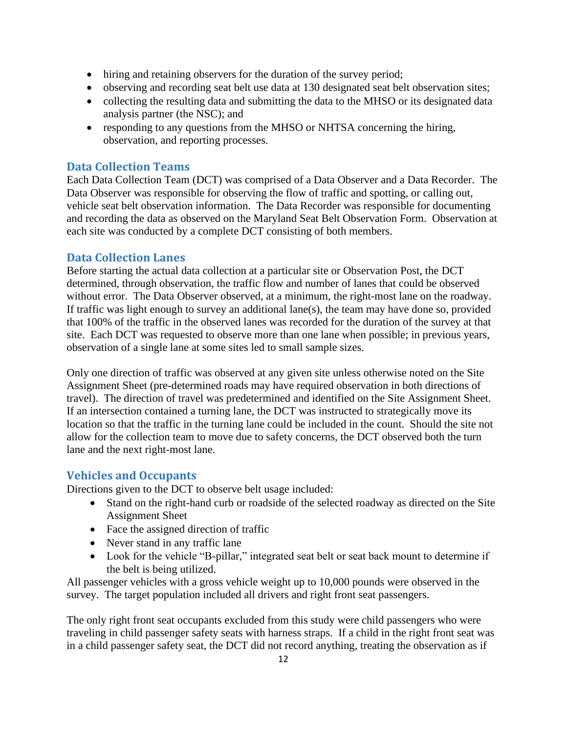- hiring and retaining observers for the duration of the survey period;
- observing and recording seat belt use data at 130 designated seat belt observation sites;
- collecting the resulting data and submitting the data to the MHSO or its designated data analysis partner (the NSC); and
- responding to any questions from the MHSO or NHTSA concerning the hiring, observation, and reporting processes.

### Data Collection Teams

Each Data Collection Team (DCT) was comprised of a Data Observer and a Data Recorder. The Data Observer was responsible for observing the flow of traffic and spotting, or calling out, vehicle seat belt observation information. The Data Recorder was responsible for documenting and recording the data as observed on the Maryland Seat Belt Observation Form. Observation at each site was conducted by a complete DCT consisting of both members.

### Data Collection Lanes

Before starting the actual data collection at a particular site or Observation Post, the DCT determined, through observation, the traffic flow and number of lanes that could be observed without error. The Data Observer observed, at a minimum, the right-most lane on the roadway. If traffic was light enough to survey an additional lane(s), the team may have done so, provided that 100% of the traffic in the observed lanes was recorded for the duration of the survey at that site. Each DCT was requested to observe more than one lane when possible; in previous years, observation of a single lane at some sites led to small sample sizes.

Only one direction of traffic was observed at any given site unless otherwise noted on the Site Assignment Sheet (pre-determined roads may have required observation in both directions of travel). The direction of travel was predetermined and identified on the Site Assignment Sheet. If an intersection contained a turning lane, the DCT was instructed to strategically move its location so that the traffic in the turning lane could be included in the count. Should the site not allow for the collection team to move due to safety concerns, the DCT observed both the turn lane and the next right-most lane.

### Vehicles and Occupants

Directions given to the DCT to observe belt usage included:

- Stand on the right-hand curb or roadside of the selected roadway as directed on the Site Assignment Sheet
- Face the assigned direction of traffic
- Never stand in any traffic lane
- Look for the vehicle "B-pillar," integrated seat belt or seat back mount to determine if the belt is being utilized.

All passenger vehicles with a gross vehicle weight up to 10,000 pounds were observed in the survey. The target population included all drivers and right front seat passengers.

The only right front seat occupants excluded from this study were child passengers who were traveling in child passenger safety seats with harness straps. If a child in the right front seat was in a child passenger safety seat, the DCT did not record anything, treating the observation as if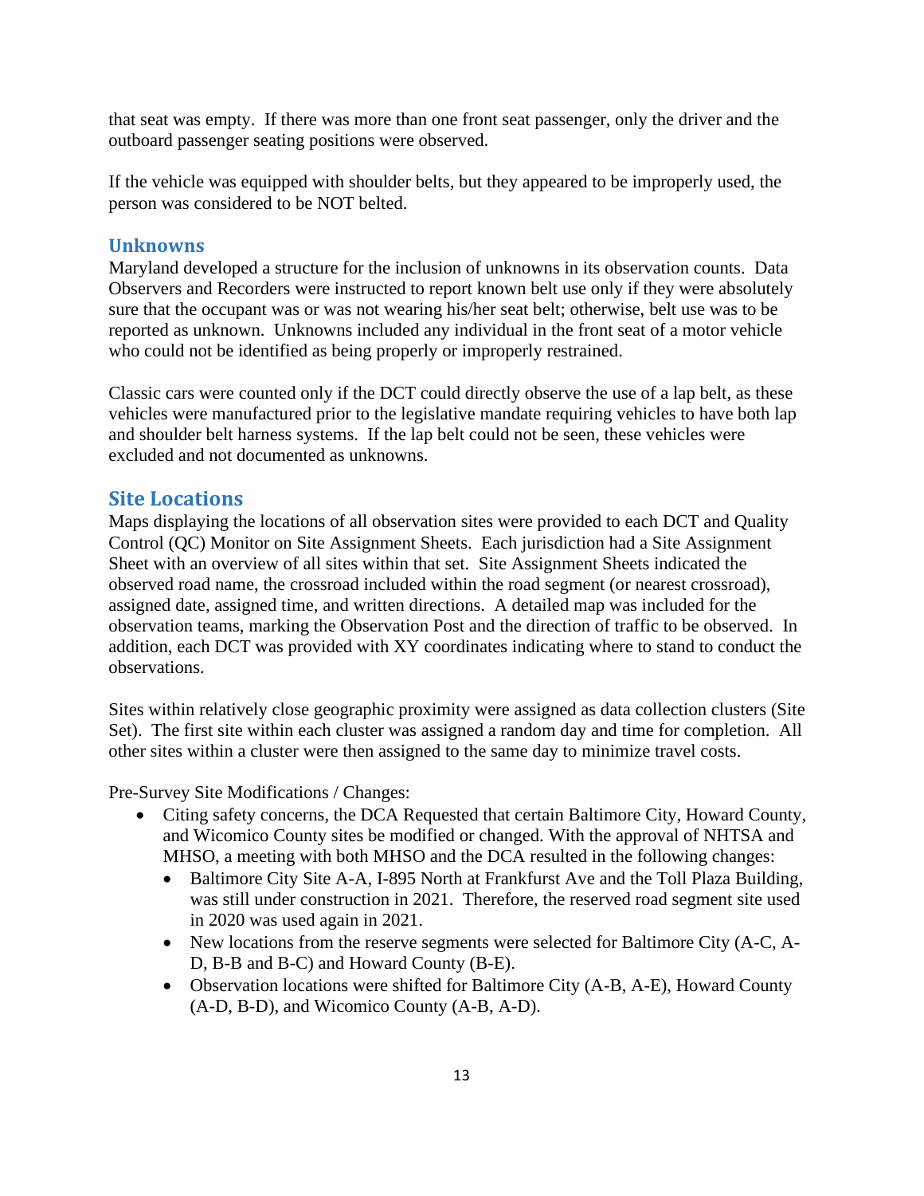that seat was empty. If there was more than one front seat passenger, only the driver and the outboard passenger seating positions were observed.

If the vehicle was equipped with shoulder belts, but they appeared to be improperly used, the person was considered to be NOT belted.

## Unknowns

Maryland developed a structure for the inclusion of unknowns in its observation counts. Data Observers and Recorders were instructed to report known belt use only if they were absolutely sure that the occupant was or was not wearing his/her seat belt; otherwise, belt use was to be reported as unknown. Unknowns included any individual in the front seat of a motor vehicle who could not be identified as being properly or improperly restrained.

Classic cars were counted only if the DCT could directly observe the use of a lap belt, as these vehicles were manufactured prior to the legislative mandate requiring vehicles to have both lap and shoulder belt harness systems. If the lap belt could not be seen, these vehicles were excluded and not documented as unknowns.

## Site Locations

Maps displaying the locations of all observation sites were provided to each DCT and Quality Control (QC) Monitor on Site Assignment Sheets. Each jurisdiction had a Site Assignment Sheet with an overview of all sites within that set. Site Assignment Sheets indicated the observed road name, the crossroad included within the road segment (or nearest crossroad), assigned date, assigned time, and written directions. A detailed map was included for the observation teams, marking the Observation Post and the direction of traffic to be observed. In addition, each DCT was provided with XY coordinates indicating where to stand to conduct the observations.

Sites within relatively close geographic proximity were assigned as data collection clusters (Site Set). The first site within each cluster was assigned a random day and time for completion. All other sites within a cluster were then assigned to the same day to minimize travel costs.

Pre-Survey Site Modifications / Changes:

- Citing safety concerns, the DCA Requested that certain Baltimore City, Howard County, and Wicomico County sites be modified or changed. With the approval of NHTSA and MHSO, a meeting with both MHSO and the DCA resulted in the following changes:
  - Baltimore City Site A-A, I-895 North at Frankfurst Ave and the Toll Plaza Building, was still under construction in 2021. Therefore, the reserved road segment site used in 2020 was used again in 2021.
  - New locations from the reserve segments were selected for Baltimore City (A-C, A-D, B-B and B-C) and Howard County (B-E).
  - Observation locations were shifted for Baltimore City (A-B, A-E), Howard County (A-D, B-D), and Wicomico County (A-B, A-D).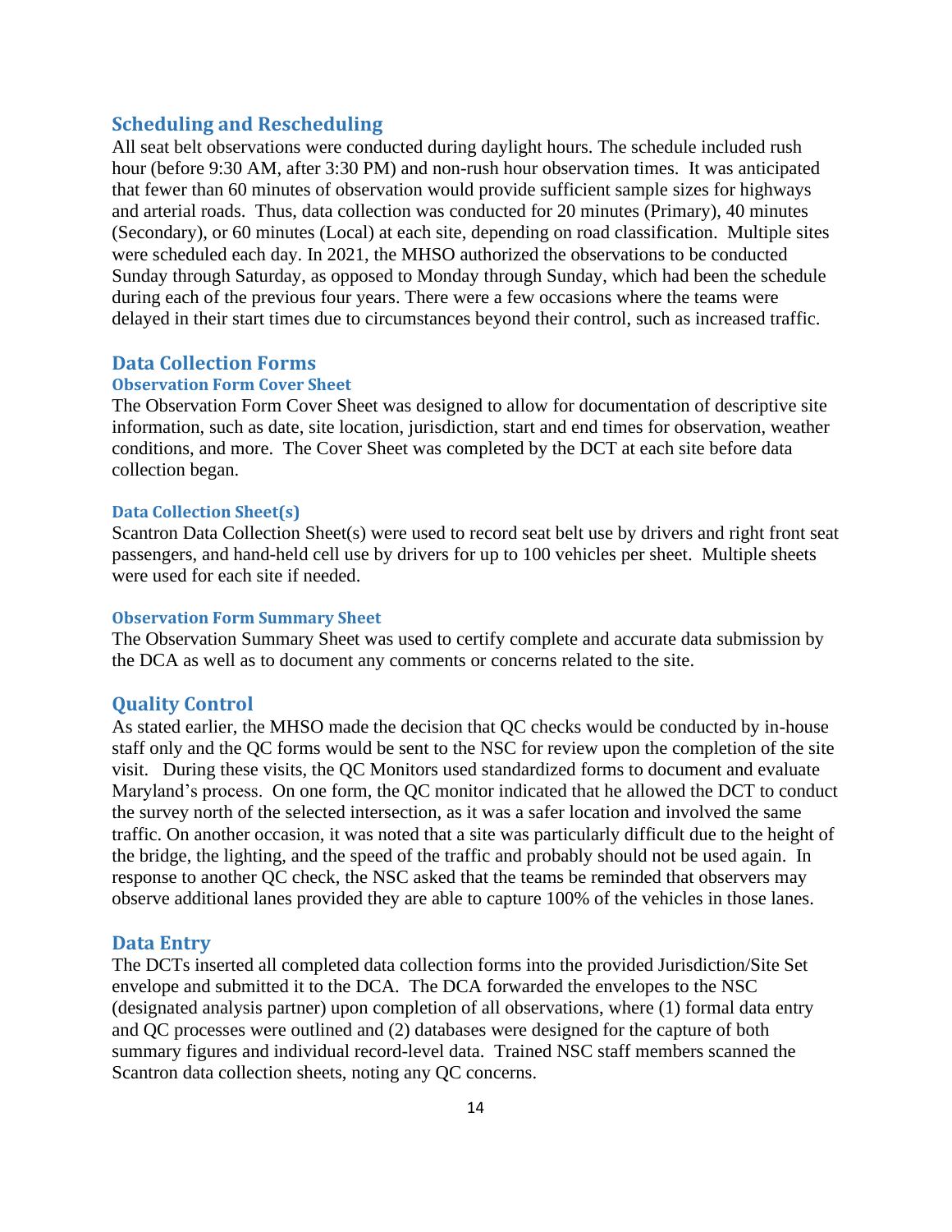## Scheduling and Rescheduling

All seat belt observations were conducted during daylight hours. The schedule included rush hour (before 9:30 AM, after 3:30 PM) and non-rush hour observation times. It was anticipated that fewer than 60 minutes of observation would provide sufficient sample sizes for highways and arterial roads. Thus, data collection was conducted for 20 minutes (Primary), 40 minutes (Secondary), or 60 minutes (Local) at each site, depending on road classification. Multiple sites were scheduled each day. In 2021, the MHSO authorized the observations to be conducted Sunday through Saturday, as opposed to Monday through Sunday, which had been the schedule during each of the previous four years. There were a few occasions where the teams were delayed in their start times due to circumstances beyond their control, such as increased traffic.

## Data Collection Forms

### Observation Form Cover Sheet

The Observation Form Cover Sheet was designed to allow for documentation of descriptive site information, such as date, site location, jurisdiction, start and end times for observation, weather conditions, and more. The Cover Sheet was completed by the DCT at each site before data collection began.

### Data Collection Sheet(s)

Scantron Data Collection Sheet(s) were used to record seat belt use by drivers and right front seat passengers, and hand-held cell use by drivers for up to 100 vehicles per sheet. Multiple sheets were used for each site if needed.

### Observation Form Summary Sheet

The Observation Summary Sheet was used to certify complete and accurate data submission by the DCA as well as to document any comments or concerns related to the site.

## Quality Control

As stated earlier, the MHSO made the decision that QC checks would be conducted by in-house staff only and the QC forms would be sent to the NSC for review upon the completion of the site visit. During these visits, the QC Monitors used standardized forms to document and evaluate Maryland's process. On one form, the QC monitor indicated that he allowed the DCT to conduct the survey north of the selected intersection, as it was a safer location and involved the same traffic. On another occasion, it was noted that a site was particularly difficult due to the height of the bridge, the lighting, and the speed of the traffic and probably should not be used again. In response to another QC check, the NSC asked that the teams be reminded that observers may observe additional lanes provided they are able to capture 100% of the vehicles in those lanes.

## Data Entry

The DCTs inserted all completed data collection forms into the provided Jurisdiction/Site Set envelope and submitted it to the DCA. The DCA forwarded the envelopes to the NSC (designated analysis partner) upon completion of all observations, where (1) formal data entry and QC processes were outlined and (2) databases were designed for the capture of both summary figures and individual record-level data. Trained NSC staff members scanned the Scantron data collection sheets, noting any QC concerns.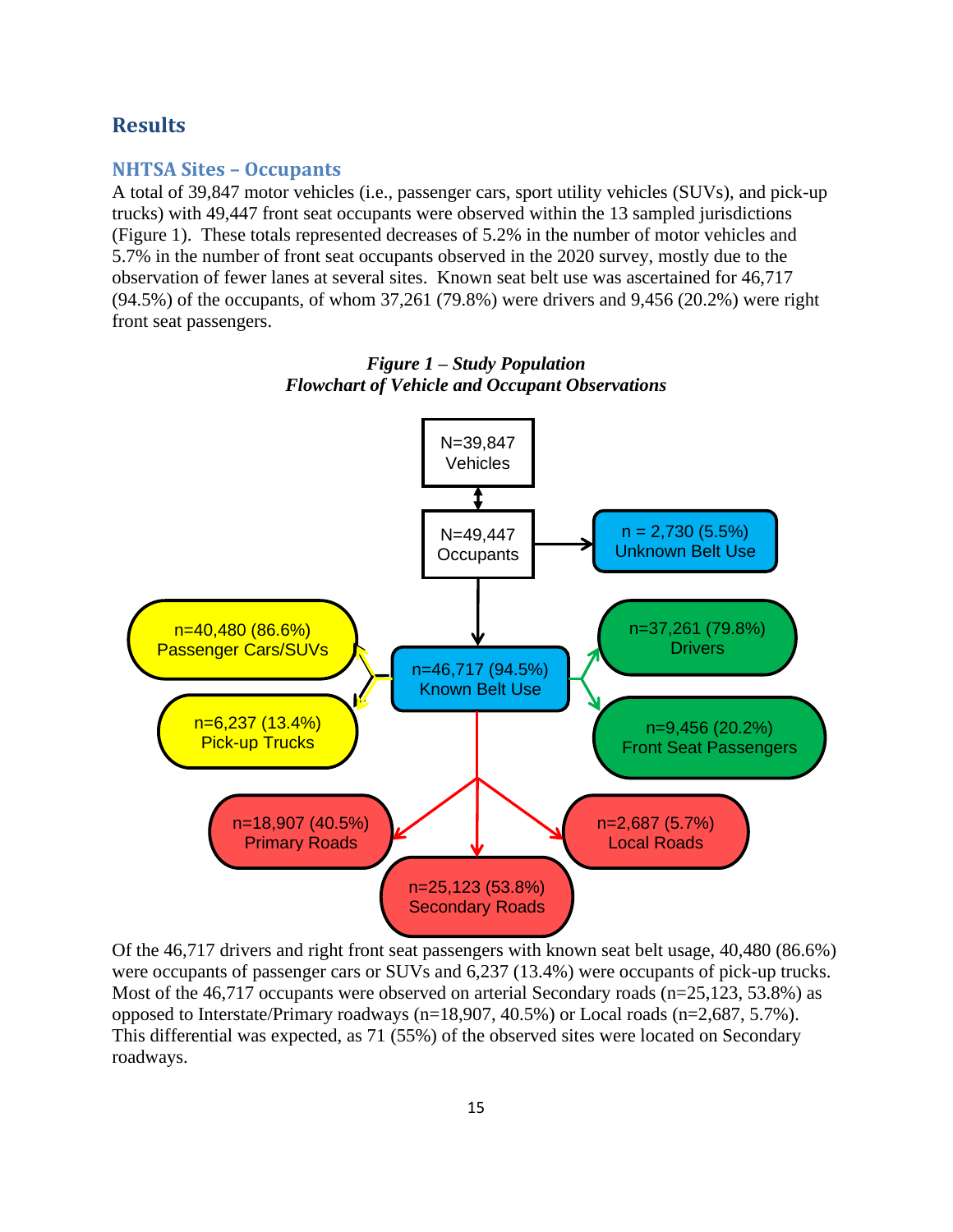## Results

### NHTSA Sites – Occupants

A total of 39,847 motor vehicles (i.e., passenger cars, sport utility vehicles (SUVs), and pick-up trucks) with 49,447 front seat occupants were observed within the 13 sampled jurisdictions (Figure 1). These totals represented decreases of 5.2% in the number of motor vehicles and 5.7% in the number of front seat occupants observed in the 2020 survey, mostly due to the observation of fewer lanes at several sites. Known seat belt use was ascertained for 46,717 (94.5%) of the occupants, of whom 37,261 (79.8%) were drivers and 9,456 (20.2%) were right front seat passengers.

***Figure 1 – Study Population***
***Flowchart of Vehicle and Occupant Observations***

- N=39,847 Vehicles
- N=49,447 Occupants
- n = 2,730 (5.5%) Unknown Belt Use
- n=46,717 (94.5%) Known Belt Use
- n=40,480 (86.6%) Passenger Cars/SUVs
- n=6,237 (13.4%) Pick-up Trucks
- n=37,261 (79.8%) Drivers
- n=9,456 (20.2%) Front Seat Passengers
- n=18,907 (40.5%) Primary Roads
- n=25,123 (53.8%) Secondary Roads
- n=2,687 (5.7%) Local Roads

Of the 46,717 drivers and right front seat passengers with known seat belt usage, 40,480 (86.6%) were occupants of passenger cars or SUVs and 6,237 (13.4%) were occupants of pick-up trucks. Most of the 46,717 occupants were observed on arterial Secondary roads (n=25,123, 53.8%) as opposed to Interstate/Primary roadways (n=18,907, 40.5%) or Local roads (n=2,687, 5.7%). This differential was expected, as 71 (55%) of the observed sites were located on Secondary roadways.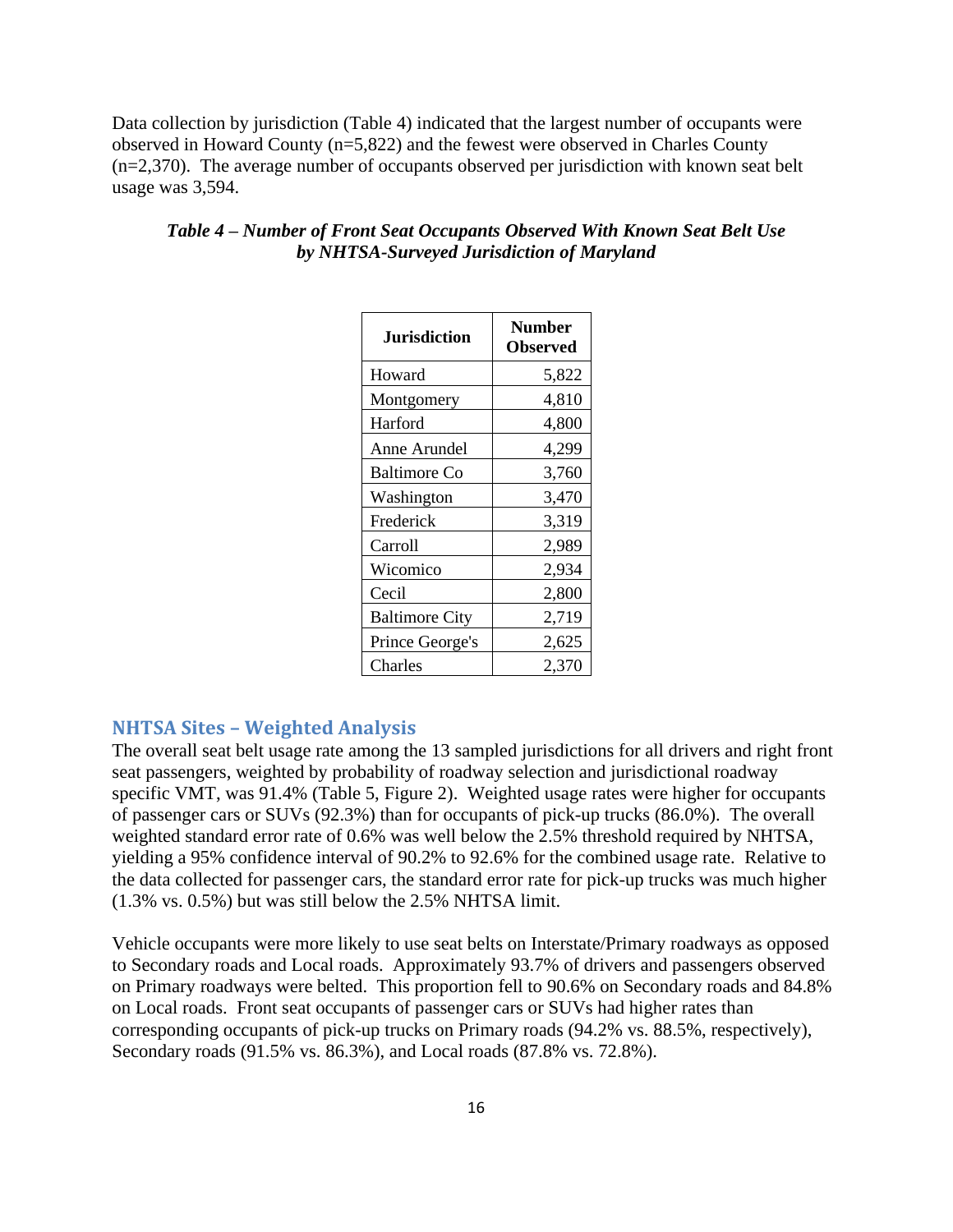Data collection by jurisdiction (Table 4) indicated that the largest number of occupants were observed in Howard County (n=5,822) and the fewest were observed in Charles County (n=2,370). The average number of occupants observed per jurisdiction with known seat belt usage was 3,594.

***Table 4 – Number of Front Seat Occupants Observed With Known Seat Belt Use by NHTSA-Surveyed Jurisdiction of Maryland***

| Jurisdiction | Number Observed |
|---|---:|
| Howard | 5,822 |
| Montgomery | 4,810 |
| Harford | 4,800 |
| Anne Arundel | 4,299 |
| Baltimore Co | 3,760 |
| Washington | 3,470 |
| Frederick | 3,319 |
| Carroll | 2,989 |
| Wicomico | 2,934 |
| Cecil | 2,800 |
| Baltimore City | 2,719 |
| Prince George's | 2,625 |
| Charles | 2,370 |

## NHTSA Sites – Weighted Analysis

The overall seat belt usage rate among the 13 sampled jurisdictions for all drivers and right front seat passengers, weighted by probability of roadway selection and jurisdictional roadway specific VMT, was 91.4% (Table 5, Figure 2). Weighted usage rates were higher for occupants of passenger cars or SUVs (92.3%) than for occupants of pick-up trucks (86.0%). The overall weighted standard error rate of 0.6% was well below the 2.5% threshold required by NHTSA, yielding a 95% confidence interval of 90.2% to 92.6% for the combined usage rate. Relative to the data collected for passenger cars, the standard error rate for pick-up trucks was much higher (1.3% vs. 0.5%) but was still below the 2.5% NHTSA limit.

Vehicle occupants were more likely to use seat belts on Interstate/Primary roadways as opposed to Secondary roads and Local roads. Approximately 93.7% of drivers and passengers observed on Primary roadways were belted. This proportion fell to 90.6% on Secondary roads and 84.8% on Local roads. Front seat occupants of passenger cars or SUVs had higher rates than corresponding occupants of pick-up trucks on Primary roads (94.2% vs. 88.5%, respectively), Secondary roads (91.5% vs. 86.3%), and Local roads (87.8% vs. 72.8%).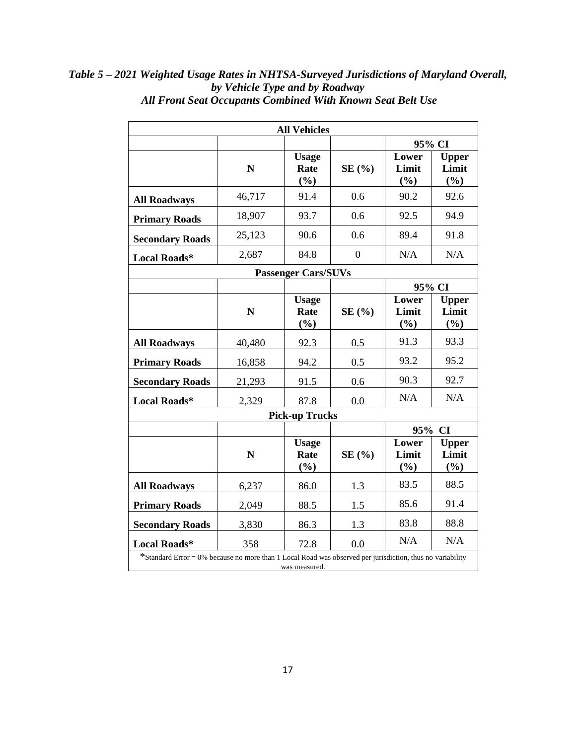***Table 5 – 2021 Weighted Usage Rates in NHTSA-Surveyed Jurisdictions of Maryland Overall, by Vehicle Type and by Roadway***

***All Front Seat Occupants Combined With Known Seat Belt Use***

| All Vehicles | | | | | |
|---|---|---|---|---|---|
| | | | | 95% CI | |
| | N | Usage Rate (%) | SE (%) | Lower Limit (%) | Upper Limit (%) |
| **All Roadways** | 46,717 | 91.4 | 0.6 | 90.2 | 92.6 |
| **Primary Roads** | 18,907 | 93.7 | 0.6 | 92.5 | 94.9 |
| **Secondary Roads** | 25,123 | 90.6 | 0.6 | 89.4 | 91.8 |
| **Local Roads*** | 2,687 | 84.8 | 0 | N/A | N/A |
| **Passenger Cars/SUVs** | | | | | |
| | | | | 95% CI | |
| | N | Usage Rate (%) | SE (%) | Lower Limit (%) | Upper Limit (%) |
| **All Roadways** | 40,480 | 92.3 | 0.5 | 91.3 | 93.3 |
| **Primary Roads** | 16,858 | 94.2 | 0.5 | 93.2 | 95.2 |
| **Secondary Roads** | 21,293 | 91.5 | 0.6 | 90.3 | 92.7 |
| **Local Roads*** | 2,329 | 87.8 | 0.0 | N/A | N/A |
| **Pick-up Trucks** | | | | | |
| | | | | 95% CI | |
| | N | Usage Rate (%) | SE (%) | Lower Limit (%) | Upper Limit (%) |
| **All Roadways** | 6,237 | 86.0 | 1.3 | 83.5 | 88.5 |
| **Primary Roads** | 2,049 | 88.5 | 1.5 | 85.6 | 91.4 |
| **Secondary Roads** | 3,830 | 86.3 | 1.3 | 83.8 | 88.8 |
| **Local Roads*** | 358 | 72.8 | 0.0 | N/A | N/A |

*Standard Error = 0% because no more than 1 Local Road was observed per jurisdiction, thus no variability was measured.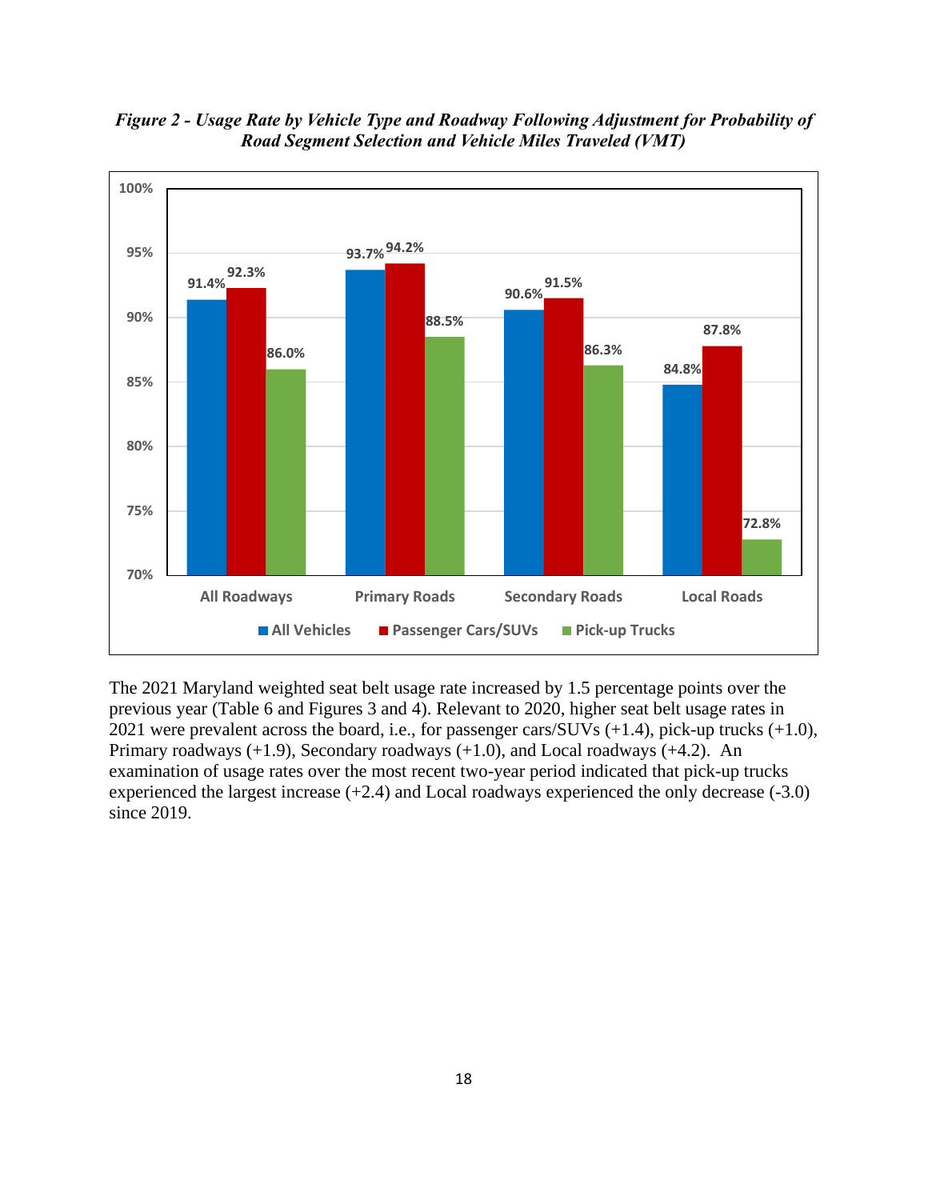*Figure 2 - Usage Rate by Vehicle Type and Roadway Following Adjustment for Probability of Road Segment Selection and Vehicle Miles Traveled (VMT)*

| | All Vehicles | Passenger Cars/SUVs | Pick-up Trucks |
|---|---|---|---|
| All Roadways | 91.4% | 92.3% | 86.0% |
| Primary Roads | 93.7% | 94.2% | 88.5% |
| Secondary Roads | 90.6% | 91.5% | 86.3% |
| Local Roads | 84.8% | 87.8% | 72.8% |

The 2021 Maryland weighted seat belt usage rate increased by 1.5 percentage points over the previous year (Table 6 and Figures 3 and 4). Relevant to 2020, higher seat belt usage rates in 2021 were prevalent across the board, i.e., for passenger cars/SUVs (+1.4), pick-up trucks (+1.0), Primary roadways (+1.9), Secondary roadways (+1.0), and Local roadways (+4.2). An examination of usage rates over the most recent two-year period indicated that pick-up trucks experienced the largest increase (+2.4) and Local roadways experienced the only decrease (-3.0) since 2019.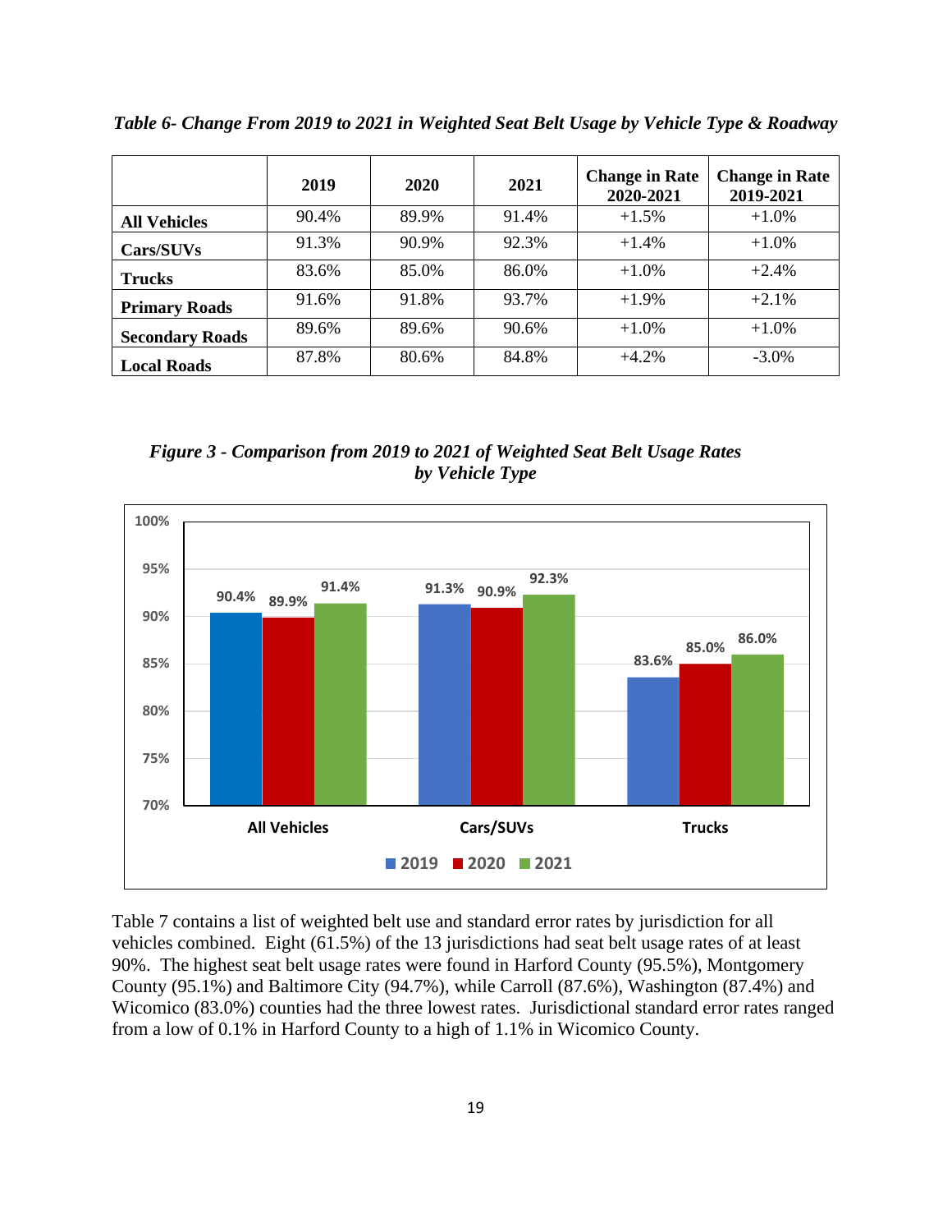*Table 6- Change From 2019 to 2021 in Weighted Seat Belt Usage by Vehicle Type & Roadway*

| | 2019 | 2020 | 2021 | Change in Rate 2020-2021 | Change in Rate 2019-2021 |
|---|---|---|---|---|---|
| **All Vehicles** | 90.4% | 89.9% | 91.4% | +1.5% | +1.0% |
| **Cars/SUVs** | 91.3% | 90.9% | 92.3% | +1.4% | +1.0% |
| **Trucks** | 83.6% | 85.0% | 86.0% | +1.0% | +2.4% |
| **Primary Roads** | 91.6% | 91.8% | 93.7% | +1.9% | +2.1% |
| **Secondary Roads** | 89.6% | 89.6% | 90.6% | +1.0% | +1.0% |
| **Local Roads** | 87.8% | 80.6% | 84.8% | +4.2% | -3.0% |

*Figure 3 - Comparison from 2019 to 2021 of Weighted Seat Belt Usage Rates by Vehicle Type*

Table 7 contains a list of weighted belt use and standard error rates by jurisdiction for all vehicles combined. Eight (61.5%) of the 13 jurisdictions had seat belt usage rates of at least 90%. The highest seat belt usage rates were found in Harford County (95.5%), Montgomery County (95.1%) and Baltimore City (94.7%), while Carroll (87.6%), Washington (87.4%) and Wicomico (83.0%) counties had the three lowest rates. Jurisdictional standard error rates ranged from a low of 0.1% in Harford County to a high of 1.1% in Wicomico County.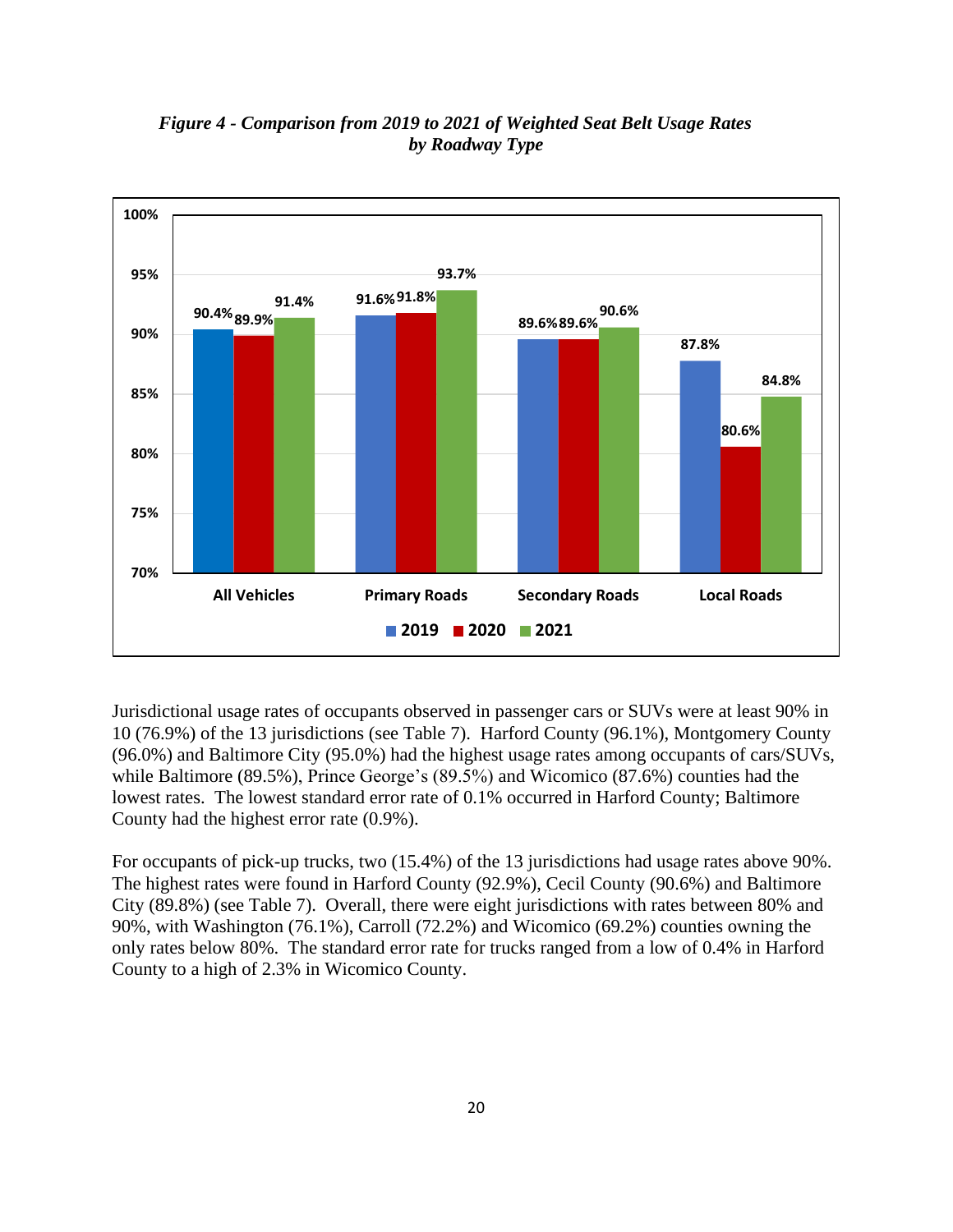*Figure 4 - Comparison from 2019 to 2021 of Weighted Seat Belt Usage Rates by Roadway Type*

| | 2019 | 2020 | 2021 |
|---|---|---|---|
| All Vehicles | 90.4% | 89.9% | 91.4% |
| Primary Roads | 91.6% | 91.8% | 93.7% |
| Secondary Roads | 89.6% | 89.6% | 90.6% |
| Local Roads | 87.8% | 80.6% | 84.8% |

Jurisdictional usage rates of occupants observed in passenger cars or SUVs were at least 90% in 10 (76.9%) of the 13 jurisdictions (see Table 7). Harford County (96.1%), Montgomery County (96.0%) and Baltimore City (95.0%) had the highest usage rates among occupants of cars/SUVs, while Baltimore (89.5%), Prince George's (89.5%) and Wicomico (87.6%) counties had the lowest rates. The lowest standard error rate of 0.1% occurred in Harford County; Baltimore County had the highest error rate (0.9%).

For occupants of pick-up trucks, two (15.4%) of the 13 jurisdictions had usage rates above 90%. The highest rates were found in Harford County (92.9%), Cecil County (90.6%) and Baltimore City (89.8%) (see Table 7). Overall, there were eight jurisdictions with rates between 80% and 90%, with Washington (76.1%), Carroll (72.2%) and Wicomico (69.2%) counties owning the only rates below 80%. The standard error rate for trucks ranged from a low of 0.4% in Harford County to a high of 2.3% in Wicomico County.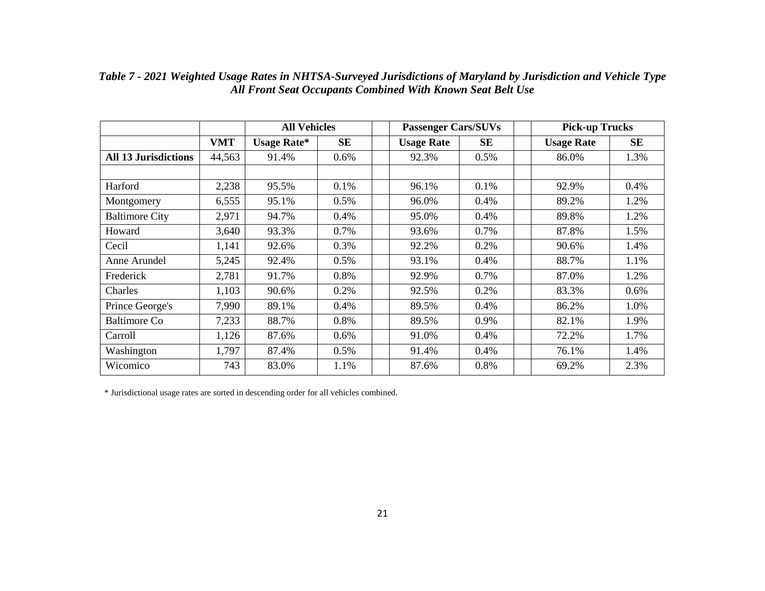*Table 7 - 2021 Weighted Usage Rates in NHTSA-Surveyed Jurisdictions of Maryland by Jurisdiction and Vehicle Type*
*All Front Seat Occupants Combined With Known Seat Belt Use*

| | | All Vehicles | | | Passenger Cars/SUVs | | | Pick-up Trucks | |
|---|---|---|---|---|---|---|---|---|---|
| | **VMT** | **Usage Rate*** | **SE** | | **Usage Rate** | **SE** | | **Usage Rate** | **SE** |
| **All 13 Jurisdictions** | 44,563 | 91.4% | 0.6% | | 92.3% | 0.5% | | 86.0% | 1.3% |
| | | | | | | | | | |
| Harford | 2,238 | 95.5% | 0.1% | | 96.1% | 0.1% | | 92.9% | 0.4% |
| Montgomery | 6,555 | 95.1% | 0.5% | | 96.0% | 0.4% | | 89.2% | 1.2% |
| Baltimore City | 2,971 | 94.7% | 0.4% | | 95.0% | 0.4% | | 89.8% | 1.2% |
| Howard | 3,640 | 93.3% | 0.7% | | 93.6% | 0.7% | | 87.8% | 1.5% |
| Cecil | 1,141 | 92.6% | 0.3% | | 92.2% | 0.2% | | 90.6% | 1.4% |
| Anne Arundel | 5,245 | 92.4% | 0.5% | | 93.1% | 0.4% | | 88.7% | 1.1% |
| Frederick | 2,781 | 91.7% | 0.8% | | 92.9% | 0.7% | | 87.0% | 1.2% |
| Charles | 1,103 | 90.6% | 0.2% | | 92.5% | 0.2% | | 83.3% | 0.6% |
| Prince George's | 7,990 | 89.1% | 0.4% | | 89.5% | 0.4% | | 86.2% | 1.0% |
| Baltimore Co | 7,233 | 88.7% | 0.8% | | 89.5% | 0.9% | | 82.1% | 1.9% |
| Carroll | 1,126 | 87.6% | 0.6% | | 91.0% | 0.4% | | 72.2% | 1.7% |
| Washington | 1,797 | 87.4% | 0.5% | | 91.4% | 0.4% | | 76.1% | 1.4% |
| Wicomico | 743 | 83.0% | 1.1% | | 87.6% | 0.8% | | 69.2% | 2.3% |

* Jurisdictional usage rates are sorted in descending order for all vehicles combined.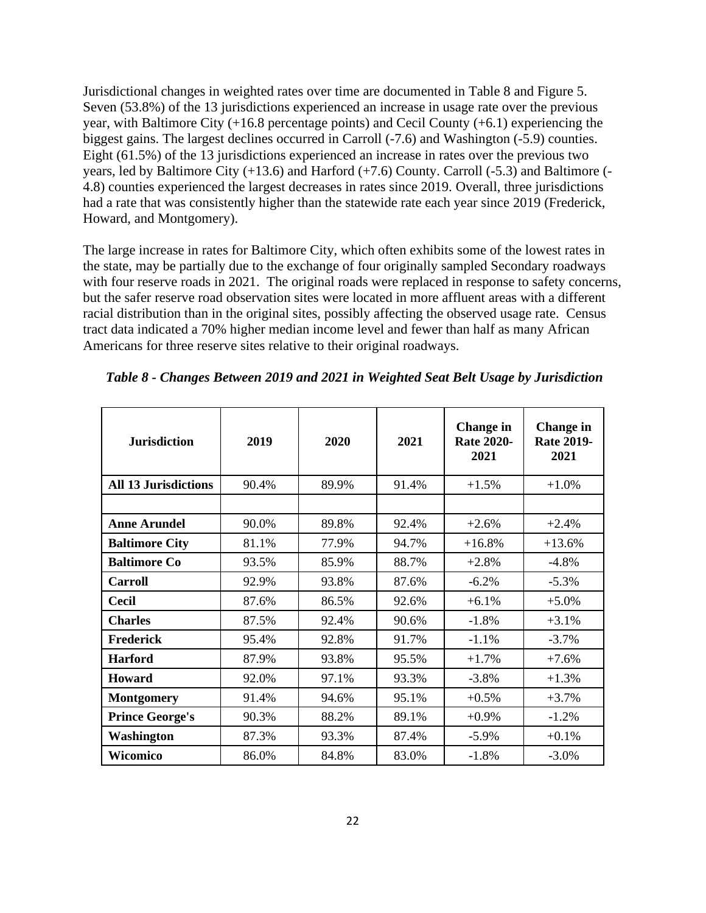Jurisdictional changes in weighted rates over time are documented in Table 8 and Figure 5. Seven (53.8%) of the 13 jurisdictions experienced an increase in usage rate over the previous year, with Baltimore City (+16.8 percentage points) and Cecil County (+6.1) experiencing the biggest gains. The largest declines occurred in Carroll (-7.6) and Washington (-5.9) counties. Eight (61.5%) of the 13 jurisdictions experienced an increase in rates over the previous two years, led by Baltimore City (+13.6) and Harford (+7.6) County. Carroll (-5.3) and Baltimore (-4.8) counties experienced the largest decreases in rates since 2019. Overall, three jurisdictions had a rate that was consistently higher than the statewide rate each year since 2019 (Frederick, Howard, and Montgomery).

The large increase in rates for Baltimore City, which often exhibits some of the lowest rates in the state, may be partially due to the exchange of four originally sampled Secondary roadways with four reserve roads in 2021. The original roads were replaced in response to safety concerns, but the safer reserve road observation sites were located in more affluent areas with a different racial distribution than in the original sites, possibly affecting the observed usage rate. Census tract data indicated a 70% higher median income level and fewer than half as many African Americans for three reserve sites relative to their original roadways.

***Table 8 - Changes Between 2019 and 2021 in Weighted Seat Belt Usage by Jurisdiction***

| Jurisdiction | 2019 | 2020 | 2021 | Change in Rate 2020-2021 | Change in Rate 2019-2021 |
|---|---|---|---|---|---|
| **All 13 Jurisdictions** | 90.4% | 89.9% | 91.4% | +1.5% | +1.0% |
| | | | | | |
| **Anne Arundel** | 90.0% | 89.8% | 92.4% | +2.6% | +2.4% |
| **Baltimore City** | 81.1% | 77.9% | 94.7% | +16.8% | +13.6% |
| **Baltimore Co** | 93.5% | 85.9% | 88.7% | +2.8% | -4.8% |
| **Carroll** | 92.9% | 93.8% | 87.6% | -6.2% | -5.3% |
| **Cecil** | 87.6% | 86.5% | 92.6% | +6.1% | +5.0% |
| **Charles** | 87.5% | 92.4% | 90.6% | -1.8% | +3.1% |
| **Frederick** | 95.4% | 92.8% | 91.7% | -1.1% | -3.7% |
| **Harford** | 87.9% | 93.8% | 95.5% | +1.7% | +7.6% |
| **Howard** | 92.0% | 97.1% | 93.3% | -3.8% | +1.3% |
| **Montgomery** | 91.4% | 94.6% | 95.1% | +0.5% | +3.7% |
| **Prince George's** | 90.3% | 88.2% | 89.1% | +0.9% | -1.2% |
| **Washington** | 87.3% | 93.3% | 87.4% | -5.9% | +0.1% |
| **Wicomico** | 86.0% | 84.8% | 83.0% | -1.8% | -3.0% |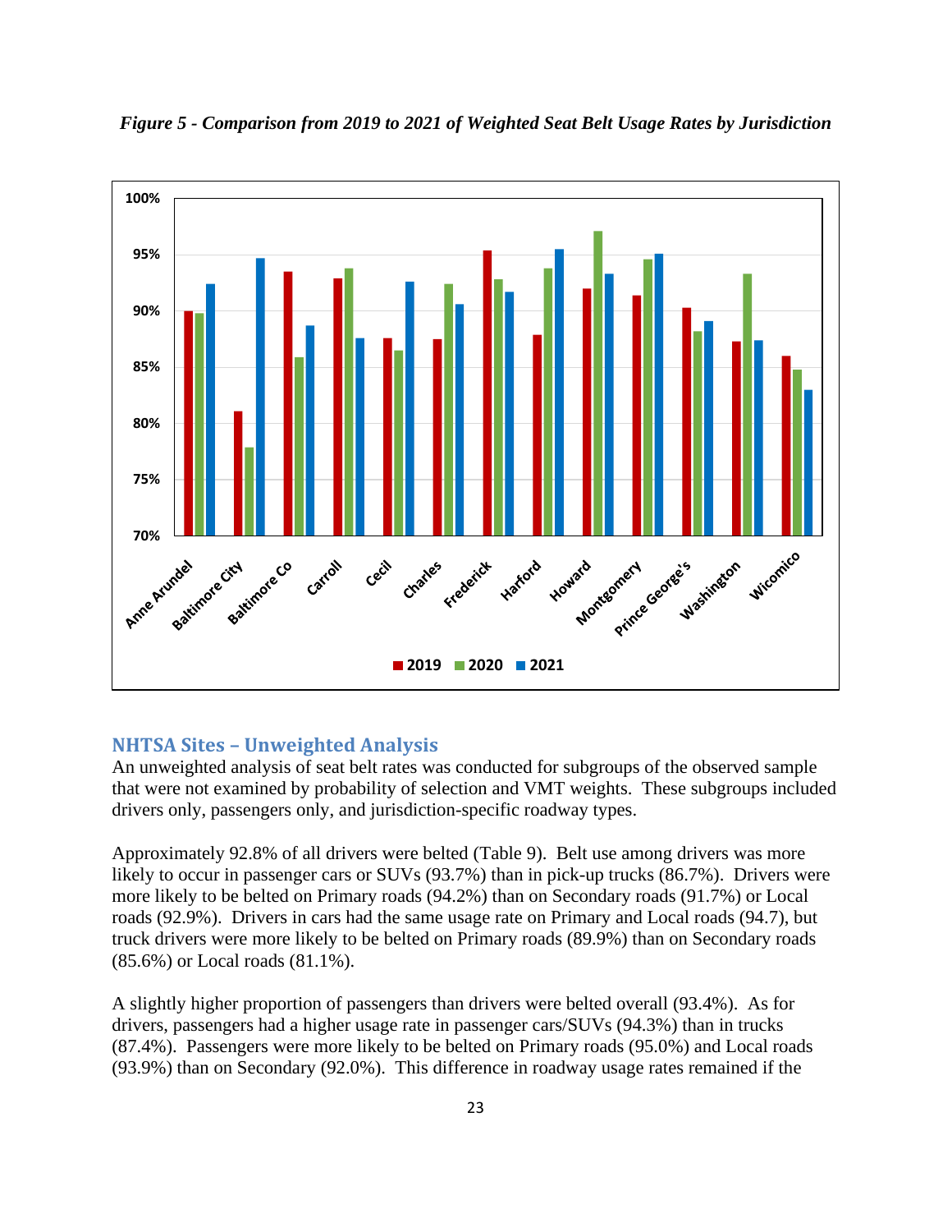*Figure 5 - Comparison from 2019 to 2021 of Weighted Seat Belt Usage Rates by Jurisdiction*

## NHTSA Sites – Unweighted Analysis

An unweighted analysis of seat belt rates was conducted for subgroups of the observed sample that were not examined by probability of selection and VMT weights. These subgroups included drivers only, passengers only, and jurisdiction-specific roadway types.

Approximately 92.8% of all drivers were belted (Table 9). Belt use among drivers was more likely to occur in passenger cars or SUVs (93.7%) than in pick-up trucks (86.7%). Drivers were more likely to be belted on Primary roads (94.2%) than on Secondary roads (91.7%) or Local roads (92.9%). Drivers in cars had the same usage rate on Primary and Local roads (94.7), but truck drivers were more likely to be belted on Primary roads (89.9%) than on Secondary roads (85.6%) or Local roads (81.1%).

A slightly higher proportion of passengers than drivers were belted overall (93.4%). As for drivers, passengers had a higher usage rate in passenger cars/SUVs (94.3%) than in trucks (87.4%). Passengers were more likely to be belted on Primary roads (95.0%) and Local roads (93.9%) than on Secondary (92.0%). This difference in roadway usage rates remained if the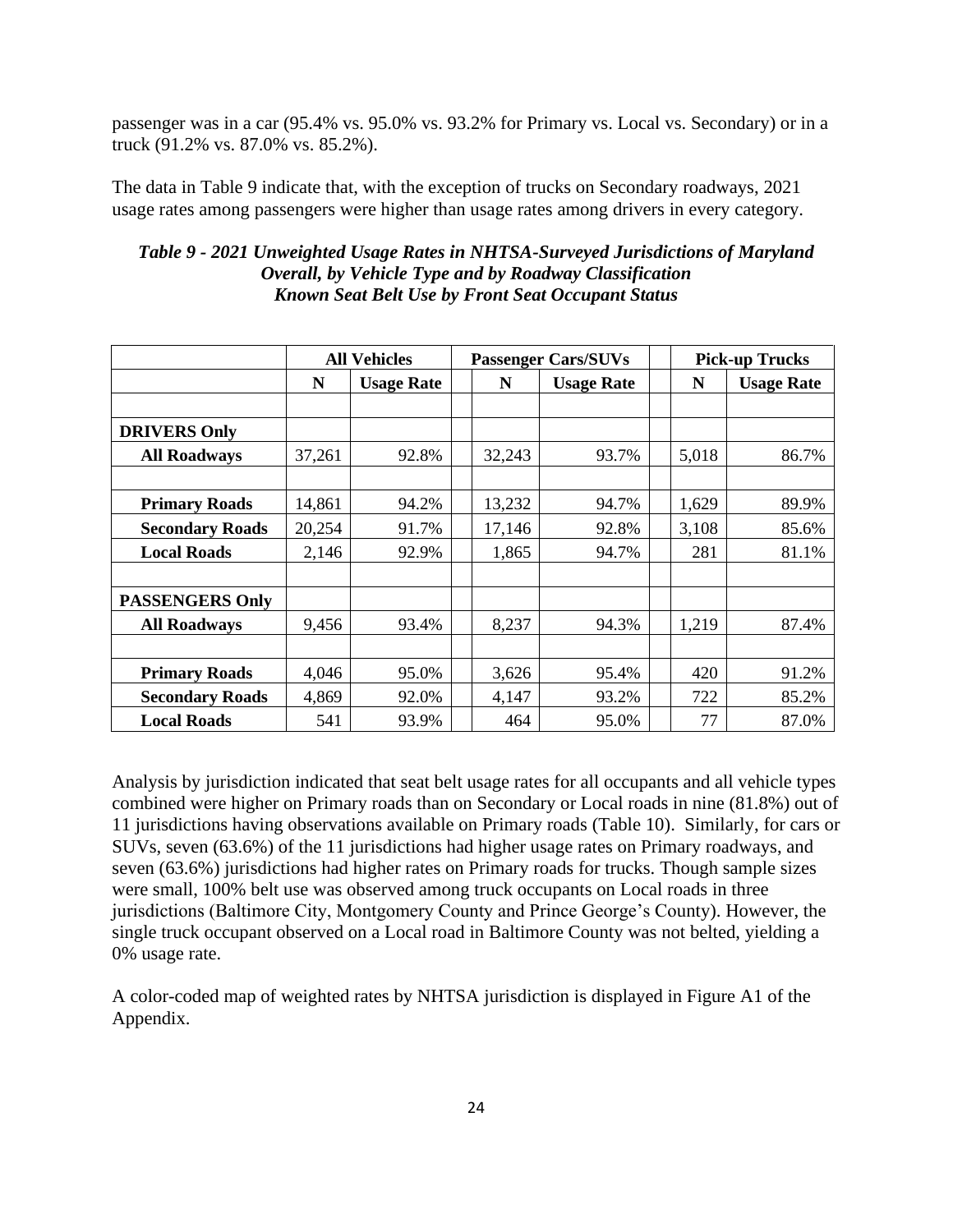passenger was in a car (95.4% vs. 95.0% vs. 93.2% for Primary vs. Local vs. Secondary) or in a truck (91.2% vs. 87.0% vs. 85.2%).

The data in Table 9 indicate that, with the exception of trucks on Secondary roadways, 2021 usage rates among passengers were higher than usage rates among drivers in every category.

***Table 9 - 2021 Unweighted Usage Rates in NHTSA-Surveyed Jurisdictions of Maryland Overall, by Vehicle Type and by Roadway Classification Known Seat Belt Use by Front Seat Occupant Status***

| | All Vehicles | | Passenger Cars/SUVs | | Pick-up Trucks | |
|---|---|---|---|---|---|---|
| | **N** | **Usage Rate** | **N** | **Usage Rate** | **N** | **Usage Rate** |
| **DRIVERS Only** | | | | | | |
| **All Roadways** | 37,261 | 92.8% | 32,243 | 93.7% | 5,018 | 86.7% |
| **Primary Roads** | 14,861 | 94.2% | 13,232 | 94.7% | 1,629 | 89.9% |
| **Secondary Roads** | 20,254 | 91.7% | 17,146 | 92.8% | 3,108 | 85.6% |
| **Local Roads** | 2,146 | 92.9% | 1,865 | 94.7% | 281 | 81.1% |
| **PASSENGERS Only** | | | | | | |
| **All Roadways** | 9,456 | 93.4% | 8,237 | 94.3% | 1,219 | 87.4% |
| **Primary Roads** | 4,046 | 95.0% | 3,626 | 95.4% | 420 | 91.2% |
| **Secondary Roads** | 4,869 | 92.0% | 4,147 | 93.2% | 722 | 85.2% |
| **Local Roads** | 541 | 93.9% | 464 | 95.0% | 77 | 87.0% |

Analysis by jurisdiction indicated that seat belt usage rates for all occupants and all vehicle types combined were higher on Primary roads than on Secondary or Local roads in nine (81.8%) out of 11 jurisdictions having observations available on Primary roads (Table 10). Similarly, for cars or SUVs, seven (63.6%) of the 11 jurisdictions had higher usage rates on Primary roadways, and seven (63.6%) jurisdictions had higher rates on Primary roads for trucks. Though sample sizes were small, 100% belt use was observed among truck occupants on Local roads in three jurisdictions (Baltimore City, Montgomery County and Prince George's County). However, the single truck occupant observed on a Local road in Baltimore County was not belted, yielding a 0% usage rate.

A color-coded map of weighted rates by NHTSA jurisdiction is displayed in Figure A1 of the Appendix.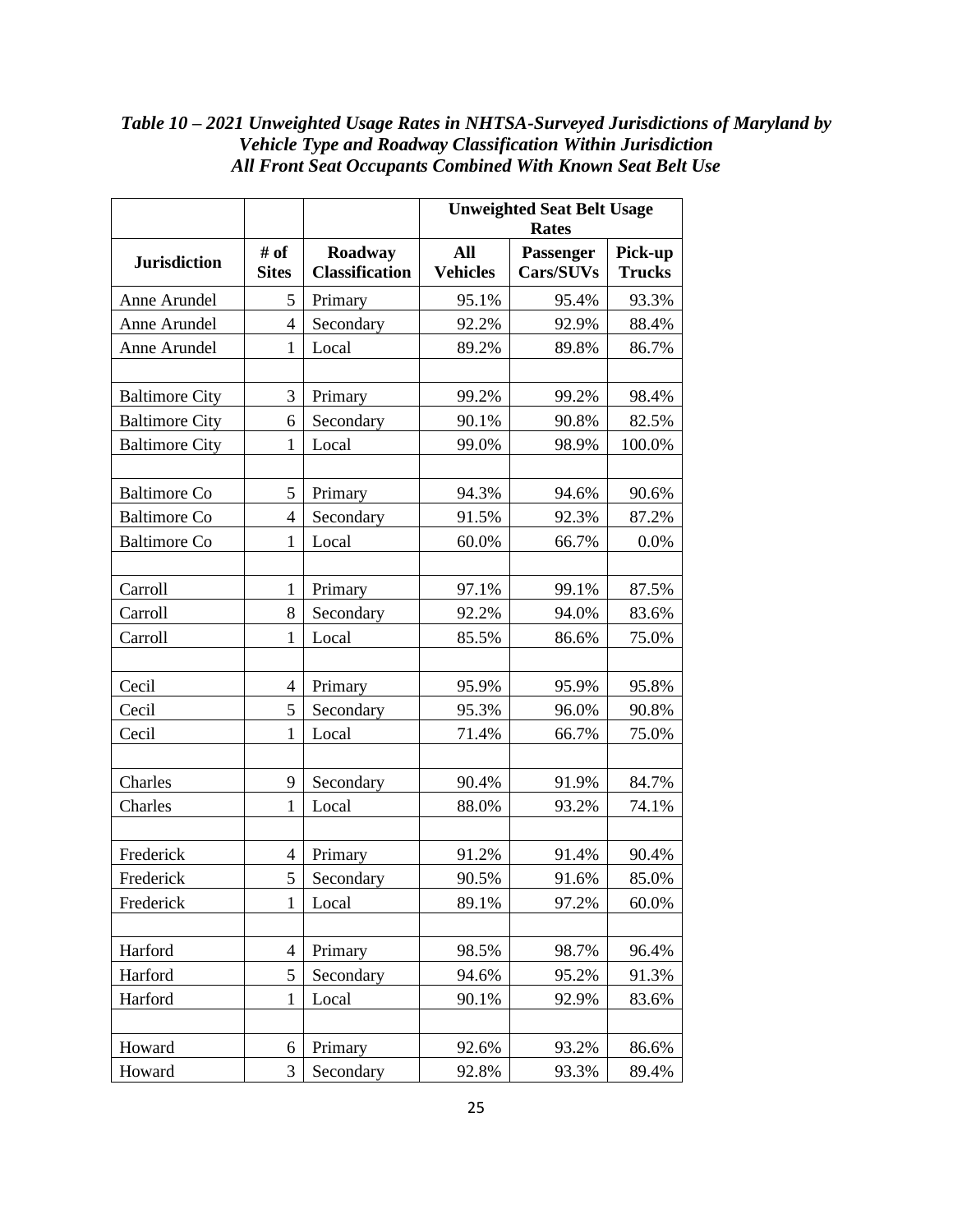***Table 10 – 2021 Unweighted Usage Rates in NHTSA-Surveyed Jurisdictions of Maryland by Vehicle Type and Roadway Classification Within Jurisdiction All Front Seat Occupants Combined With Known Seat Belt Use***

| | | | **Unweighted Seat Belt Usage Rates** | | |
|---|---|---|---|---|---|
| **Jurisdiction** | **# of Sites** | **Roadway Classification** | **All Vehicles** | **Passenger Cars/SUVs** | **Pick-up Trucks** |
| Anne Arundel | 5 | Primary | 95.1% | 95.4% | 93.3% |
| Anne Arundel | 4 | Secondary | 92.2% | 92.9% | 88.4% |
| Anne Arundel | 1 | Local | 89.2% | 89.8% | 86.7% |
| | | | | | |
| Baltimore City | 3 | Primary | 99.2% | 99.2% | 98.4% |
| Baltimore City | 6 | Secondary | 90.1% | 90.8% | 82.5% |
| Baltimore City | 1 | Local | 99.0% | 98.9% | 100.0% |
| | | | | | |
| Baltimore Co | 5 | Primary | 94.3% | 94.6% | 90.6% |
| Baltimore Co | 4 | Secondary | 91.5% | 92.3% | 87.2% |
| Baltimore Co | 1 | Local | 60.0% | 66.7% | 0.0% |
| | | | | | |
| Carroll | 1 | Primary | 97.1% | 99.1% | 87.5% |
| Carroll | 8 | Secondary | 92.2% | 94.0% | 83.6% |
| Carroll | 1 | Local | 85.5% | 86.6% | 75.0% |
| | | | | | |
| Cecil | 4 | Primary | 95.9% | 95.9% | 95.8% |
| Cecil | 5 | Secondary | 95.3% | 96.0% | 90.8% |
| Cecil | 1 | Local | 71.4% | 66.7% | 75.0% |
| | | | | | |
| Charles | 9 | Secondary | 90.4% | 91.9% | 84.7% |
| Charles | 1 | Local | 88.0% | 93.2% | 74.1% |
| | | | | | |
| Frederick | 4 | Primary | 91.2% | 91.4% | 90.4% |
| Frederick | 5 | Secondary | 90.5% | 91.6% | 85.0% |
| Frederick | 1 | Local | 89.1% | 97.2% | 60.0% |
| | | | | | |
| Harford | 4 | Primary | 98.5% | 98.7% | 96.4% |
| Harford | 5 | Secondary | 94.6% | 95.2% | 91.3% |
| Harford | 1 | Local | 90.1% | 92.9% | 83.6% |
| | | | | | |
| Howard | 6 | Primary | 92.6% | 93.2% | 86.6% |
| Howard | 3 | Secondary | 92.8% | 93.3% | 89.4% |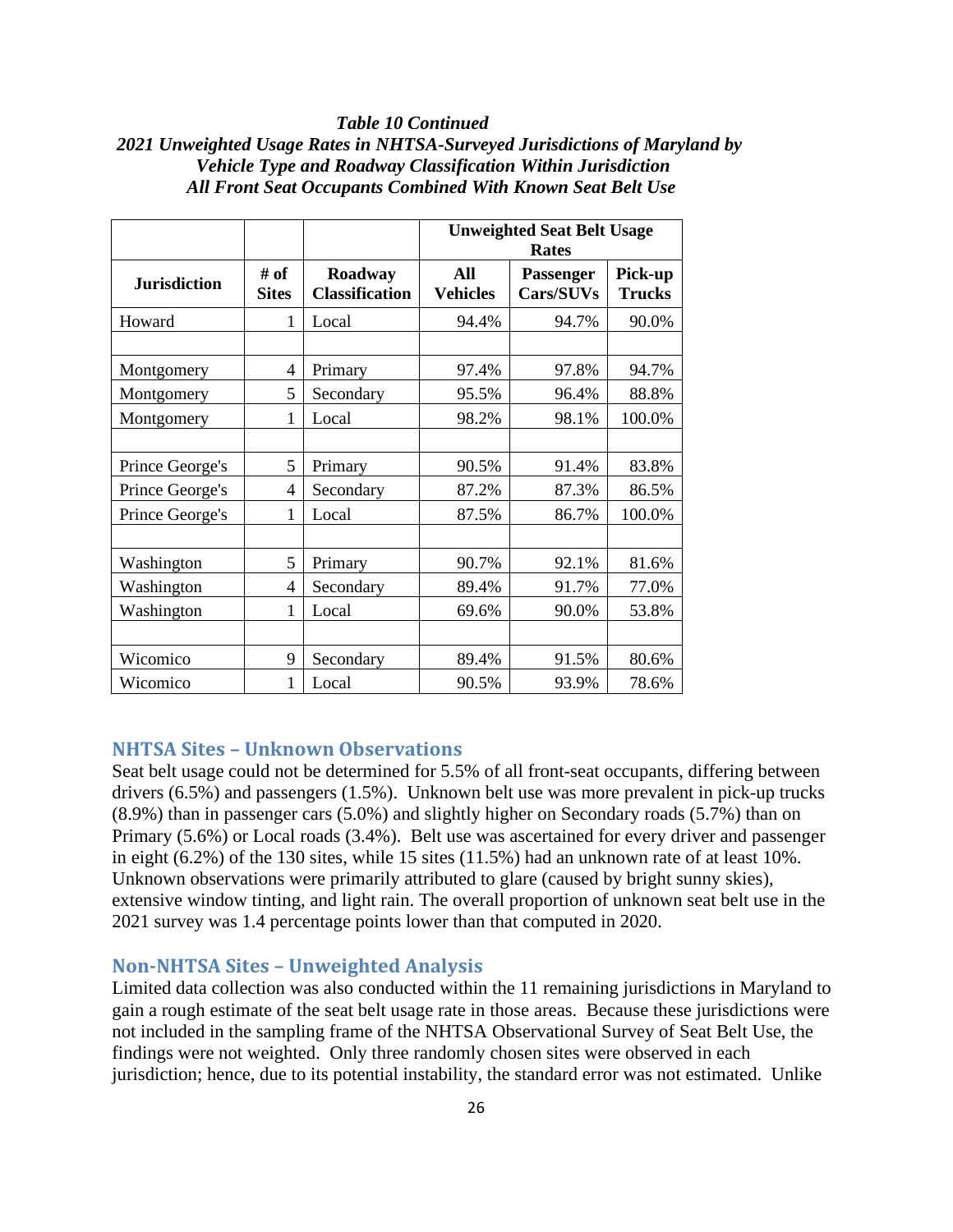***Table 10 Continued***
***2021 Unweighted Usage Rates in NHTSA-Surveyed Jurisdictions of Maryland by Vehicle Type and Roadway Classification Within Jurisdiction***
***All Front Seat Occupants Combined With Known Seat Belt Use***

| | | | **Unweighted Seat Belt Usage Rates** | | |
|---|---|---|---|---|---|
| **Jurisdiction** | **# of Sites** | **Roadway Classification** | **All Vehicles** | **Passenger Cars/SUVs** | **Pick-up Trucks** |
| Howard | 1 | Local | 94.4% | 94.7% | 90.0% |
| | | | | | |
| Montgomery | 4 | Primary | 97.4% | 97.8% | 94.7% |
| Montgomery | 5 | Secondary | 95.5% | 96.4% | 88.8% |
| Montgomery | 1 | Local | 98.2% | 98.1% | 100.0% |
| | | | | | |
| Prince George's | 5 | Primary | 90.5% | 91.4% | 83.8% |
| Prince George's | 4 | Secondary | 87.2% | 87.3% | 86.5% |
| Prince George's | 1 | Local | 87.5% | 86.7% | 100.0% |
| | | | | | |
| Washington | 5 | Primary | 90.7% | 92.1% | 81.6% |
| Washington | 4 | Secondary | 89.4% | 91.7% | 77.0% |
| Washington | 1 | Local | 69.6% | 90.0% | 53.8% |
| | | | | | |
| Wicomico | 9 | Secondary | 89.4% | 91.5% | 80.6% |
| Wicomico | 1 | Local | 90.5% | 93.9% | 78.6% |

## NHTSA Sites – Unknown Observations

Seat belt usage could not be determined for 5.5% of all front-seat occupants, differing between drivers (6.5%) and passengers (1.5%). Unknown belt use was more prevalent in pick-up trucks (8.9%) than in passenger cars (5.0%) and slightly higher on Secondary roads (5.7%) than on Primary (5.6%) or Local roads (3.4%). Belt use was ascertained for every driver and passenger in eight (6.2%) of the 130 sites, while 15 sites (11.5%) had an unknown rate of at least 10%. Unknown observations were primarily attributed to glare (caused by bright sunny skies), extensive window tinting, and light rain. The overall proportion of unknown seat belt use in the 2021 survey was 1.4 percentage points lower than that computed in 2020.

## Non-NHTSA Sites – Unweighted Analysis

Limited data collection was also conducted within the 11 remaining jurisdictions in Maryland to gain a rough estimate of the seat belt usage rate in those areas. Because these jurisdictions were not included in the sampling frame of the NHTSA Observational Survey of Seat Belt Use, the findings were not weighted. Only three randomly chosen sites were observed in each jurisdiction; hence, due to its potential instability, the standard error was not estimated. Unlike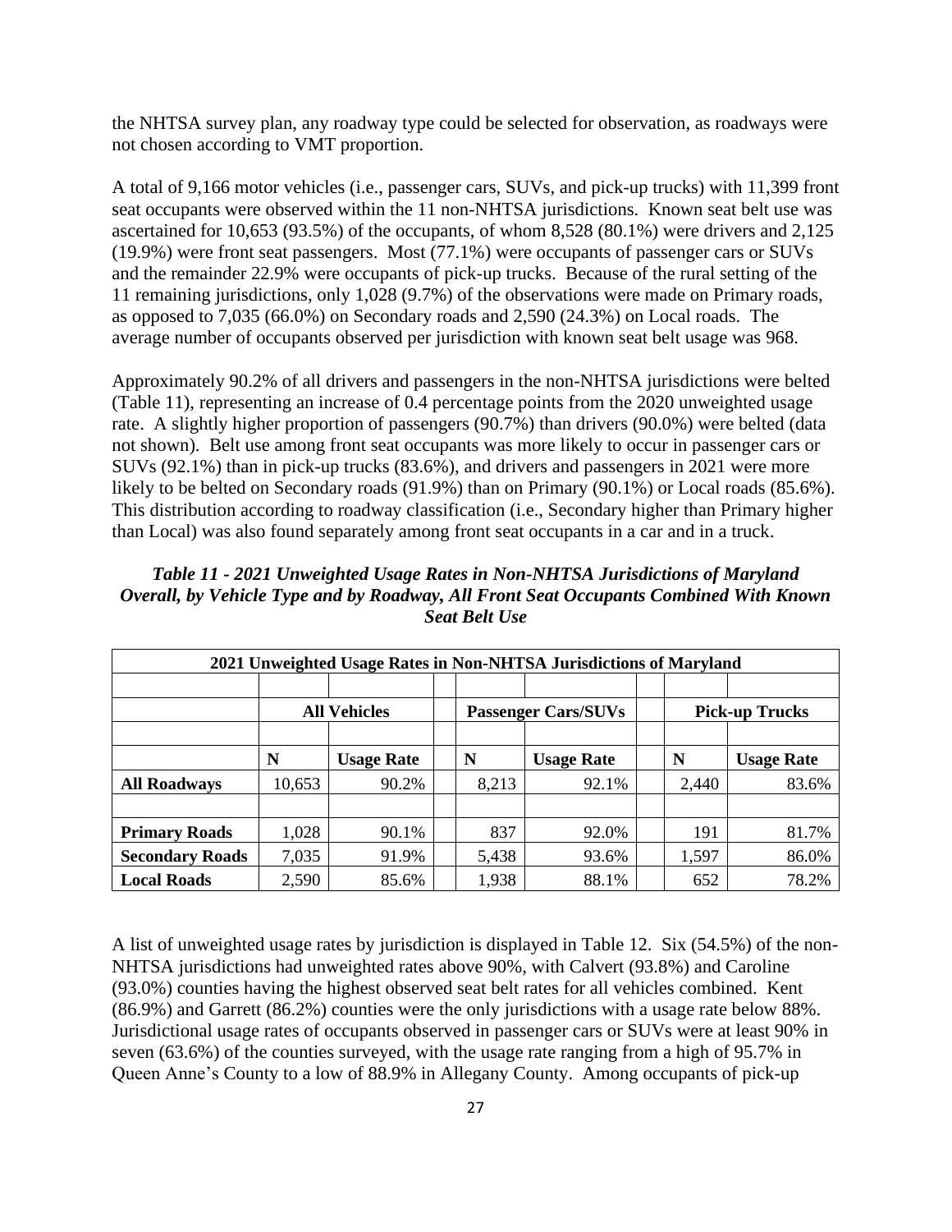the NHTSA survey plan, any roadway type could be selected for observation, as roadways were not chosen according to VMT proportion.

A total of 9,166 motor vehicles (i.e., passenger cars, SUVs, and pick-up trucks) with 11,399 front seat occupants were observed within the 11 non-NHTSA jurisdictions. Known seat belt use was ascertained for 10,653 (93.5%) of the occupants, of whom 8,528 (80.1%) were drivers and 2,125 (19.9%) were front seat passengers. Most (77.1%) were occupants of passenger cars or SUVs and the remainder 22.9% were occupants of pick-up trucks. Because of the rural setting of the 11 remaining jurisdictions, only 1,028 (9.7%) of the observations were made on Primary roads, as opposed to 7,035 (66.0%) on Secondary roads and 2,590 (24.3%) on Local roads. The average number of occupants observed per jurisdiction with known seat belt usage was 968.

Approximately 90.2% of all drivers and passengers in the non-NHTSA jurisdictions were belted (Table 11), representing an increase of 0.4 percentage points from the 2020 unweighted usage rate. A slightly higher proportion of passengers (90.7%) than drivers (90.0%) were belted (data not shown). Belt use among front seat occupants was more likely to occur in passenger cars or SUVs (92.1%) than in pick-up trucks (83.6%), and drivers and passengers in 2021 were more likely to be belted on Secondary roads (91.9%) than on Primary (90.1%) or Local roads (85.6%). This distribution according to roadway classification (i.e., Secondary higher than Primary higher than Local) was also found separately among front seat occupants in a car and in a truck.

***Table 11 - 2021 Unweighted Usage Rates in Non-NHTSA Jurisdictions of Maryland Overall, by Vehicle Type and by Roadway, All Front Seat Occupants Combined With Known Seat Belt Use***

| 2021 Unweighted Usage Rates in Non-NHTSA Jurisdictions of Maryland | | | | | | |
|---|---|---|---|---|---|---|
| | **All Vehicles** | | **Passenger Cars/SUVs** | | **Pick-up Trucks** | |
| | **N** | **Usage Rate** | **N** | **Usage Rate** | **N** | **Usage Rate** |
| **All Roadways** | 10,653 | 90.2% | 8,213 | 92.1% | 2,440 | 83.6% |
| **Primary Roads** | 1,028 | 90.1% | 837 | 92.0% | 191 | 81.7% |
| **Secondary Roads** | 7,035 | 91.9% | 5,438 | 93.6% | 1,597 | 86.0% |
| **Local Roads** | 2,590 | 85.6% | 1,938 | 88.1% | 652 | 78.2% |

A list of unweighted usage rates by jurisdiction is displayed in Table 12. Six (54.5%) of the non-NHTSA jurisdictions had unweighted rates above 90%, with Calvert (93.8%) and Caroline (93.0%) counties having the highest observed seat belt rates for all vehicles combined. Kent (86.9%) and Garrett (86.2%) counties were the only jurisdictions with a usage rate below 88%. Jurisdictional usage rates of occupants observed in passenger cars or SUVs were at least 90% in seven (63.6%) of the counties surveyed, with the usage rate ranging from a high of 95.7% in Queen Anne's County to a low of 88.9% in Allegany County. Among occupants of pick-up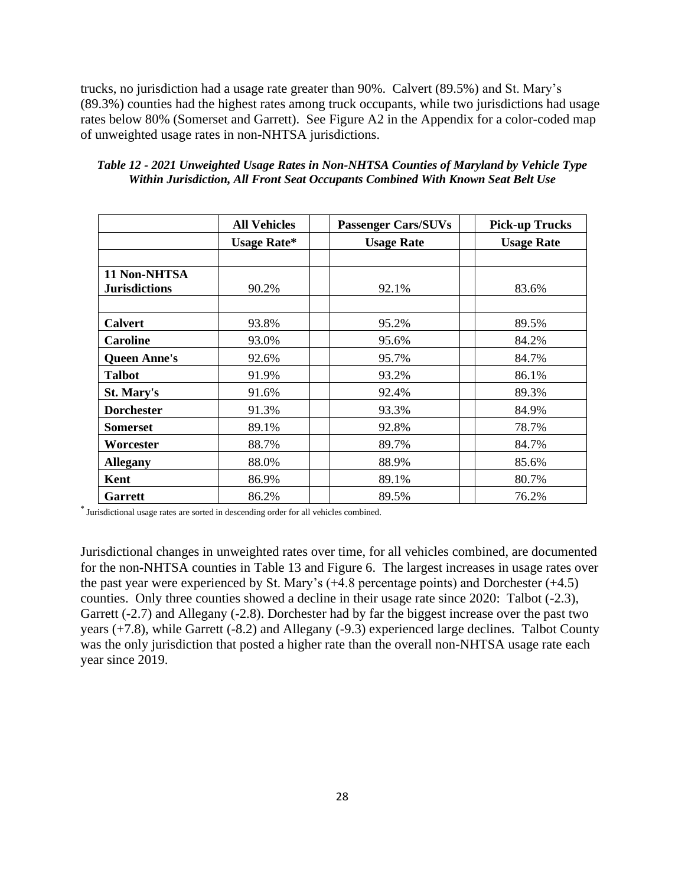trucks, no jurisdiction had a usage rate greater than 90%. Calvert (89.5%) and St. Mary's (89.3%) counties had the highest rates among truck occupants, while two jurisdictions had usage rates below 80% (Somerset and Garrett). See Figure A2 in the Appendix for a color-coded map of unweighted usage rates in non-NHTSA jurisdictions.

***Table 12 - 2021 Unweighted Usage Rates in Non-NHTSA Counties of Maryland by Vehicle Type Within Jurisdiction, All Front Seat Occupants Combined With Known Seat Belt Use***

| | **All Vehicles** | **Passenger Cars/SUVs** | **Pick-up Trucks** |
|---|---|---|---|
| | **Usage Rate*** | **Usage Rate** | **Usage Rate** |
| | | | |
| **11 Non-NHTSA Jurisdictions** | 90.2% | 92.1% | 83.6% |
| | | | |
| **Calvert** | 93.8% | 95.2% | 89.5% |
| **Caroline** | 93.0% | 95.6% | 84.2% |
| **Queen Anne's** | 92.6% | 95.7% | 84.7% |
| **Talbot** | 91.9% | 93.2% | 86.1% |
| **St. Mary's** | 91.6% | 92.4% | 89.3% |
| **Dorchester** | 91.3% | 93.3% | 84.9% |
| **Somerset** | 89.1% | 92.8% | 78.7% |
| **Worcester** | 88.7% | 89.7% | 84.7% |
| **Allegany** | 88.0% | 88.9% | 85.6% |
| **Kent** | 86.9% | 89.1% | 80.7% |
| **Garrett** | 86.2% | 89.5% | 76.2% |

* Jurisdictional usage rates are sorted in descending order for all vehicles combined.

Jurisdictional changes in unweighted rates over time, for all vehicles combined, are documented for the non-NHTSA counties in Table 13 and Figure 6. The largest increases in usage rates over the past year were experienced by St. Mary's (+4.8 percentage points) and Dorchester (+4.5) counties. Only three counties showed a decline in their usage rate since 2020: Talbot (-2.3), Garrett (-2.7) and Allegany (-2.8). Dorchester had by far the biggest increase over the past two years (+7.8), while Garrett (-8.2) and Allegany (-9.3) experienced large declines. Talbot County was the only jurisdiction that posted a higher rate than the overall non-NHTSA usage rate each year since 2019.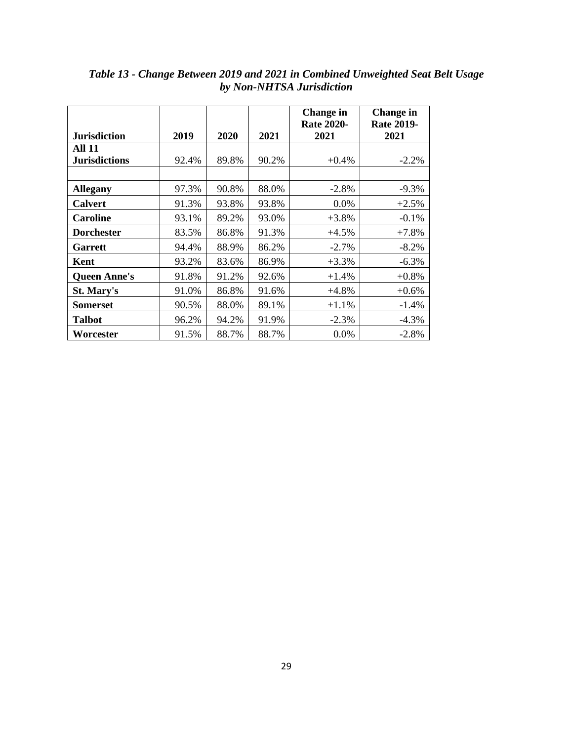*Table 13 - Change Between 2019 and 2021 in Combined Unweighted Seat Belt Usage by Non-NHTSA Jurisdiction*

| Jurisdiction | 2019 | 2020 | 2021 | Change in Rate 2020-2021 | Change in Rate 2019-2021 |
|---|---|---|---|---|---|
| **All 11 Jurisdictions** | 92.4% | 89.8% | 90.2% | +0.4% | -2.2% |
| | | | | | |
| **Allegany** | 97.3% | 90.8% | 88.0% | -2.8% | -9.3% |
| **Calvert** | 91.3% | 93.8% | 93.8% | 0.0% | +2.5% |
| **Caroline** | 93.1% | 89.2% | 93.0% | +3.8% | -0.1% |
| **Dorchester** | 83.5% | 86.8% | 91.3% | +4.5% | +7.8% |
| **Garrett** | 94.4% | 88.9% | 86.2% | -2.7% | -8.2% |
| **Kent** | 93.2% | 83.6% | 86.9% | +3.3% | -6.3% |
| **Queen Anne's** | 91.8% | 91.2% | 92.6% | +1.4% | +0.8% |
| **St. Mary's** | 91.0% | 86.8% | 91.6% | +4.8% | +0.6% |
| **Somerset** | 90.5% | 88.0% | 89.1% | +1.1% | -1.4% |
| **Talbot** | 96.2% | 94.2% | 91.9% | -2.3% | -4.3% |
| **Worcester** | 91.5% | 88.7% | 88.7% | 0.0% | -2.8% |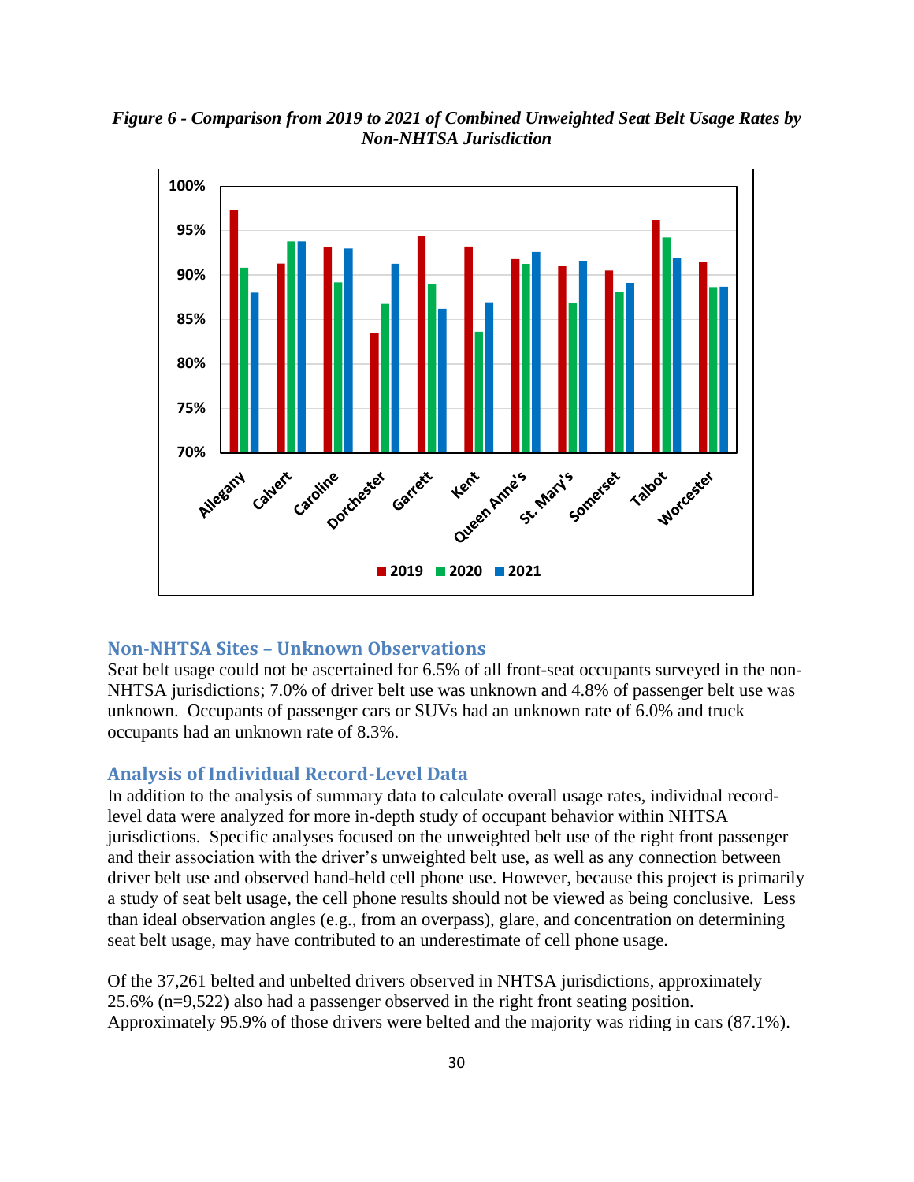*Figure 6 - Comparison from 2019 to 2021 of Combined Unweighted Seat Belt Usage Rates by Non-NHTSA Jurisdiction*

## Non-NHTSA Sites – Unknown Observations

Seat belt usage could not be ascertained for 6.5% of all front-seat occupants surveyed in the non-NHTSA jurisdictions; 7.0% of driver belt use was unknown and 4.8% of passenger belt use was unknown. Occupants of passenger cars or SUVs had an unknown rate of 6.0% and truck occupants had an unknown rate of 8.3%.

## Analysis of Individual Record-Level Data

In addition to the analysis of summary data to calculate overall usage rates, individual record-level data were analyzed for more in-depth study of occupant behavior within NHTSA jurisdictions. Specific analyses focused on the unweighted belt use of the right front passenger and their association with the driver's unweighted belt use, as well as any connection between driver belt use and observed hand-held cell phone use. However, because this project is primarily a study of seat belt usage, the cell phone results should not be viewed as being conclusive. Less than ideal observation angles (e.g., from an overpass), glare, and concentration on determining seat belt usage, may have contributed to an underestimate of cell phone usage.

Of the 37,261 belted and unbelted drivers observed in NHTSA jurisdictions, approximately 25.6% (n=9,522) also had a passenger observed in the right front seating position. Approximately 95.9% of those drivers were belted and the majority was riding in cars (87.1%).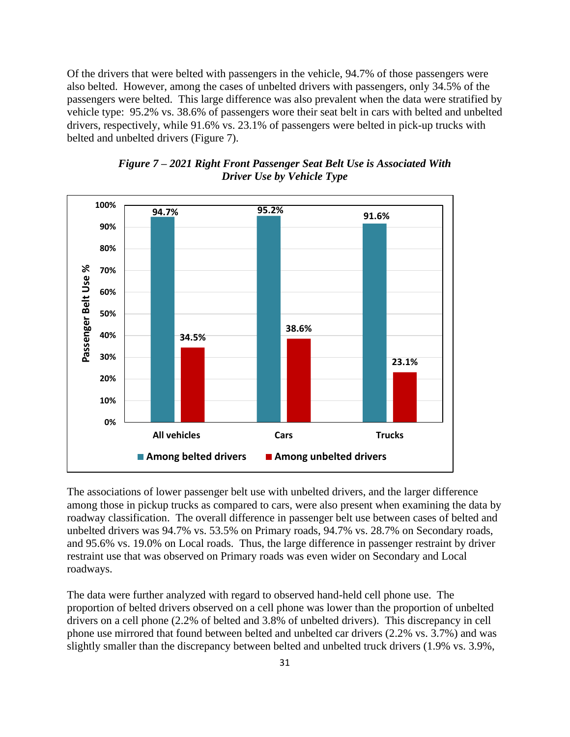Of the drivers that were belted with passengers in the vehicle, 94.7% of those passengers were also belted. However, among the cases of unbelted drivers with passengers, only 34.5% of the passengers were belted. This large difference was also prevalent when the data were stratified by vehicle type: 95.2% vs. 38.6% of passengers wore their seat belt in cars with belted and unbelted drivers, respectively, while 91.6% vs. 23.1% of passengers were belted in pick-up trucks with belted and unbelted drivers (Figure 7).

***Figure 7 – 2021 Right Front Passenger Seat Belt Use is Associated With Driver Use by Vehicle Type***

| Passenger Belt Use % | All vehicles | Cars | Trucks |
|---|---|---|---|
| Among belted drivers | 94.7% | 95.2% | 91.6% |
| Among unbelted drivers | 34.5% | 38.6% | 23.1% |

The associations of lower passenger belt use with unbelted drivers, and the larger difference among those in pickup trucks as compared to cars, were also present when examining the data by roadway classification. The overall difference in passenger belt use between cases of belted and unbelted drivers was 94.7% vs. 53.5% on Primary roads, 94.7% vs. 28.7% on Secondary roads, and 95.6% vs. 19.0% on Local roads. Thus, the large difference in passenger restraint by driver restraint use that was observed on Primary roads was even wider on Secondary and Local roadways.

The data were further analyzed with regard to observed hand-held cell phone use. The proportion of belted drivers observed on a cell phone was lower than the proportion of unbelted drivers on a cell phone (2.2% of belted and 3.8% of unbelted drivers). This discrepancy in cell phone use mirrored that found between belted and unbelted car drivers (2.2% vs. 3.7%) and was slightly smaller than the discrepancy between belted and unbelted truck drivers (1.9% vs. 3.9%,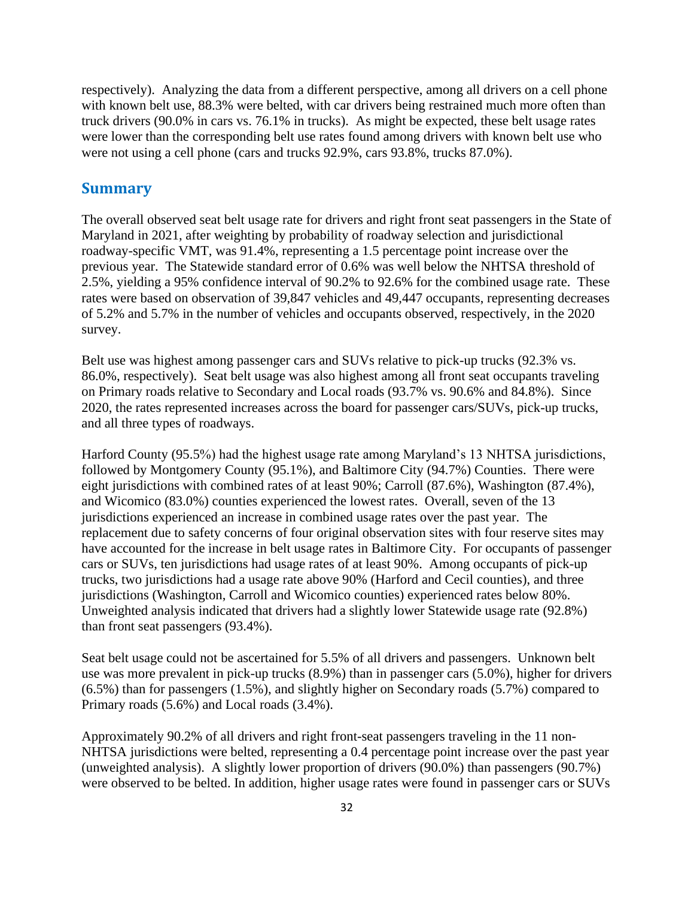respectively). Analyzing the data from a different perspective, among all drivers on a cell phone with known belt use, 88.3% were belted, with car drivers being restrained much more often than truck drivers (90.0% in cars vs. 76.1% in trucks). As might be expected, these belt usage rates were lower than the corresponding belt use rates found among drivers with known belt use who were not using a cell phone (cars and trucks 92.9%, cars 93.8%, trucks 87.0%).

## Summary

The overall observed seat belt usage rate for drivers and right front seat passengers in the State of Maryland in 2021, after weighting by probability of roadway selection and jurisdictional roadway-specific VMT, was 91.4%, representing a 1.5 percentage point increase over the previous year. The Statewide standard error of 0.6% was well below the NHTSA threshold of 2.5%, yielding a 95% confidence interval of 90.2% to 92.6% for the combined usage rate. These rates were based on observation of 39,847 vehicles and 49,447 occupants, representing decreases of 5.2% and 5.7% in the number of vehicles and occupants observed, respectively, in the 2020 survey.

Belt use was highest among passenger cars and SUVs relative to pick-up trucks (92.3% vs. 86.0%, respectively). Seat belt usage was also highest among all front seat occupants traveling on Primary roads relative to Secondary and Local roads (93.7% vs. 90.6% and 84.8%). Since 2020, the rates represented increases across the board for passenger cars/SUVs, pick-up trucks, and all three types of roadways.

Harford County (95.5%) had the highest usage rate among Maryland's 13 NHTSA jurisdictions, followed by Montgomery County (95.1%), and Baltimore City (94.7%) Counties. There were eight jurisdictions with combined rates of at least 90%; Carroll (87.6%), Washington (87.4%), and Wicomico (83.0%) counties experienced the lowest rates. Overall, seven of the 13 jurisdictions experienced an increase in combined usage rates over the past year. The replacement due to safety concerns of four original observation sites with four reserve sites may have accounted for the increase in belt usage rates in Baltimore City. For occupants of passenger cars or SUVs, ten jurisdictions had usage rates of at least 90%. Among occupants of pick-up trucks, two jurisdictions had a usage rate above 90% (Harford and Cecil counties), and three jurisdictions (Washington, Carroll and Wicomico counties) experienced rates below 80%. Unweighted analysis indicated that drivers had a slightly lower Statewide usage rate (92.8%) than front seat passengers (93.4%).

Seat belt usage could not be ascertained for 5.5% of all drivers and passengers. Unknown belt use was more prevalent in pick-up trucks (8.9%) than in passenger cars (5.0%), higher for drivers (6.5%) than for passengers (1.5%), and slightly higher on Secondary roads (5.7%) compared to Primary roads (5.6%) and Local roads (3.4%).

Approximately 90.2% of all drivers and right front-seat passengers traveling in the 11 non-NHTSA jurisdictions were belted, representing a 0.4 percentage point increase over the past year (unweighted analysis). A slightly lower proportion of drivers (90.0%) than passengers (90.7%) were observed to be belted. In addition, higher usage rates were found in passenger cars or SUVs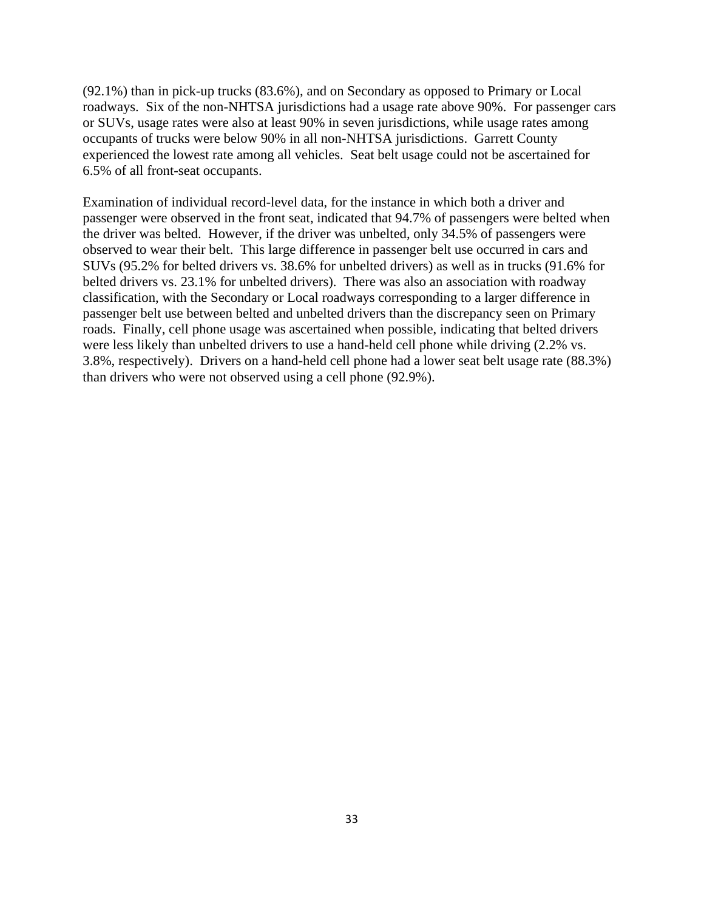(92.1%) than in pick-up trucks (83.6%), and on Secondary as opposed to Primary or Local roadways. Six of the non-NHTSA jurisdictions had a usage rate above 90%. For passenger cars or SUVs, usage rates were also at least 90% in seven jurisdictions, while usage rates among occupants of trucks were below 90% in all non-NHTSA jurisdictions. Garrett County experienced the lowest rate among all vehicles. Seat belt usage could not be ascertained for 6.5% of all front-seat occupants.

Examination of individual record-level data, for the instance in which both a driver and passenger were observed in the front seat, indicated that 94.7% of passengers were belted when the driver was belted. However, if the driver was unbelted, only 34.5% of passengers were observed to wear their belt. This large difference in passenger belt use occurred in cars and SUVs (95.2% for belted drivers vs. 38.6% for unbelted drivers) as well as in trucks (91.6% for belted drivers vs. 23.1% for unbelted drivers). There was also an association with roadway classification, with the Secondary or Local roadways corresponding to a larger difference in passenger belt use between belted and unbelted drivers than the discrepancy seen on Primary roads. Finally, cell phone usage was ascertained when possible, indicating that belted drivers were less likely than unbelted drivers to use a hand-held cell phone while driving (2.2% vs. 3.8%, respectively). Drivers on a hand-held cell phone had a lower seat belt usage rate (88.3%) than drivers who were not observed using a cell phone (92.9%).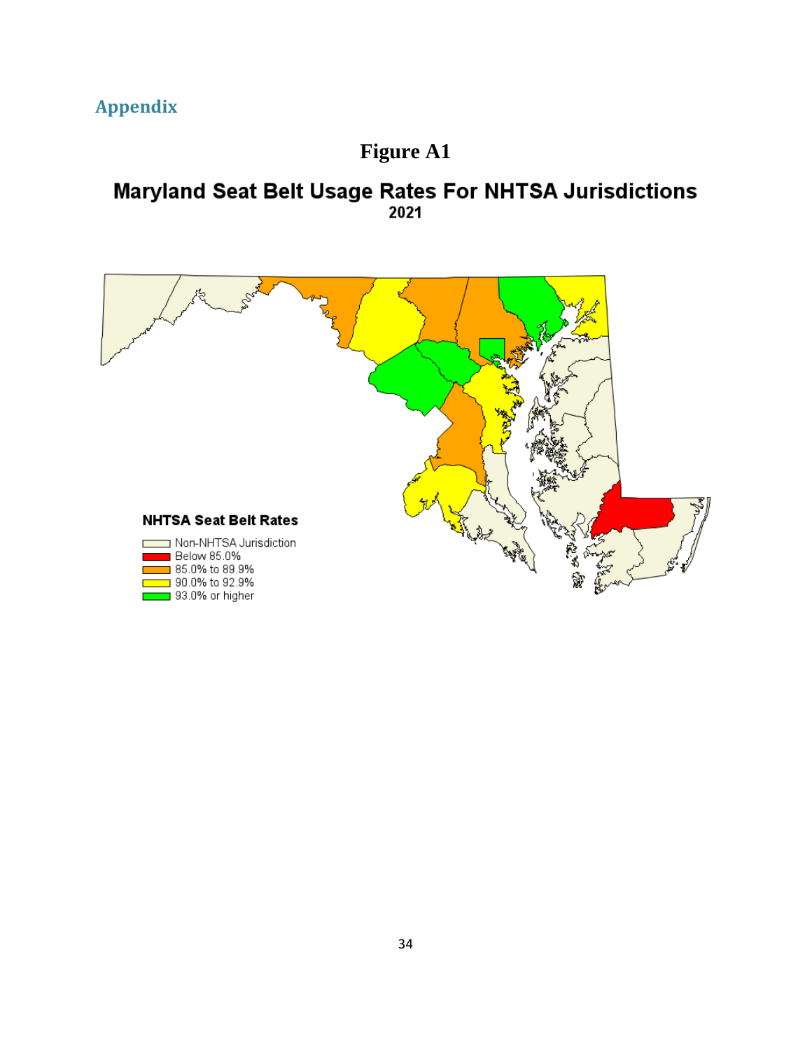## Appendix

**Figure A1**

**Maryland Seat Belt Usage Rates For NHTSA Jurisdictions**
**2021**

**NHTSA Seat Belt Rates**

- Non-NHTSA Jurisdiction
- Below 85.0%
- 85.0% to 89.9%
- 90.0% to 92.9%
- 93.0% or higher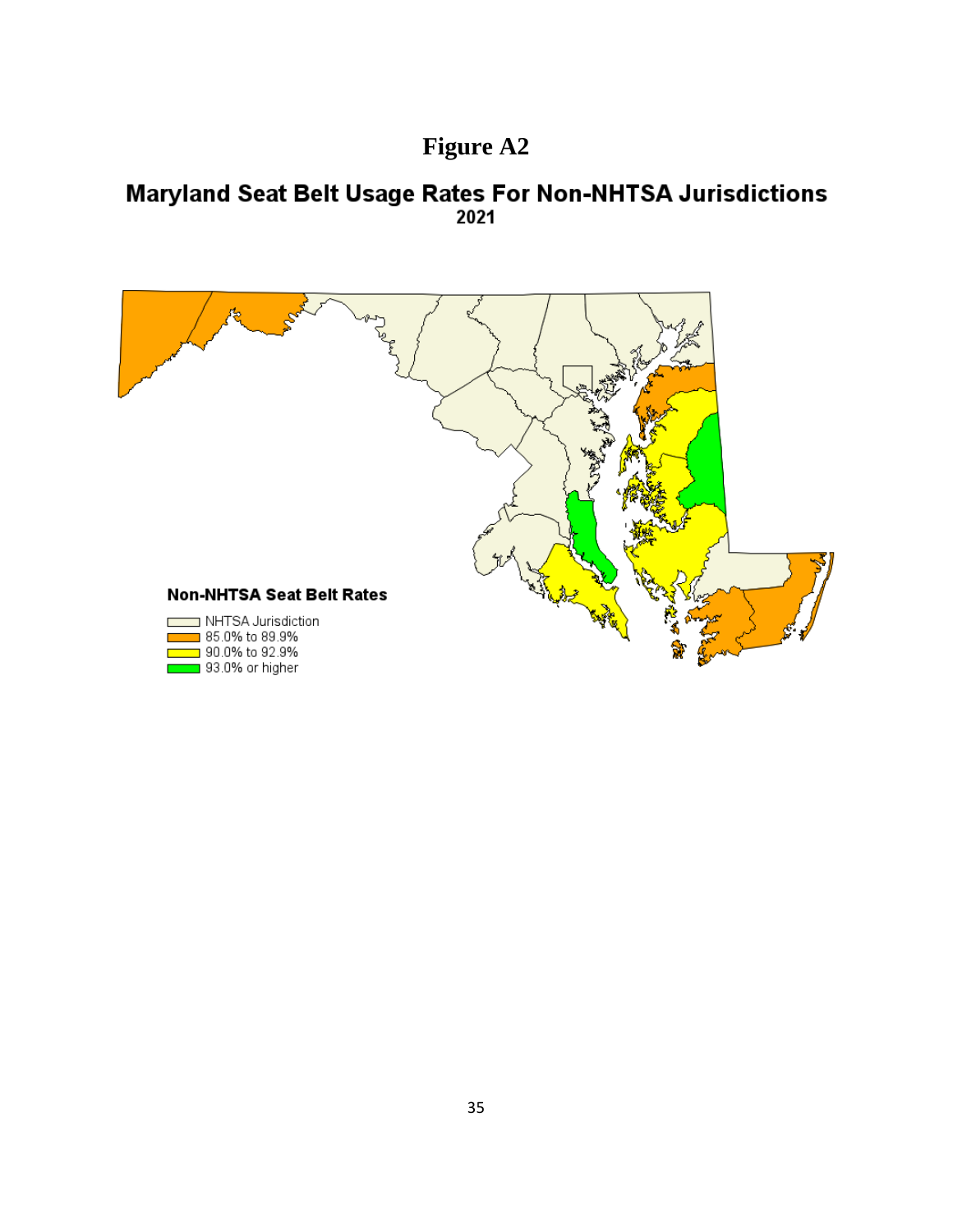# Figure A2

## Maryland Seat Belt Usage Rates For Non-NHTSA Jurisdictions

2021

**Non-NHTSA Seat Belt Rates**

NHTSA Jurisdiction

85.0% to 89.9%

90.0% to 92.9%

93.0% or higher